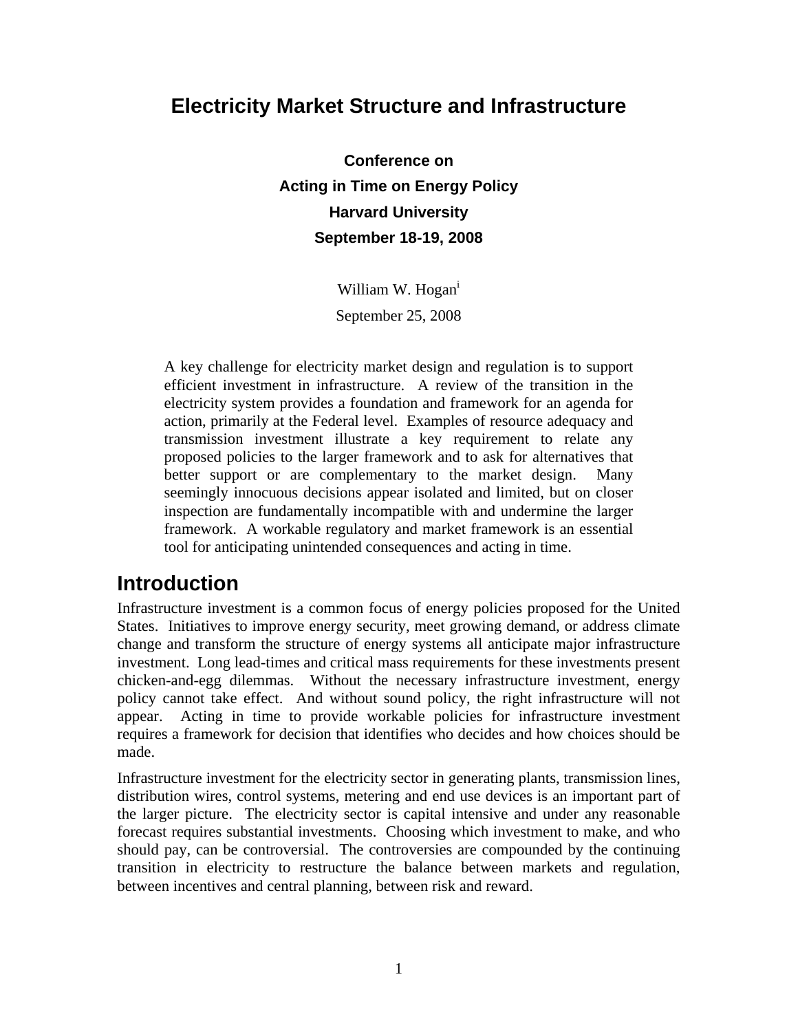# Electricity Market Structure and Infrastructure

**Conference on**
**Acting in Time on Energy Policy**
**Harvard University**
**September 18-19, 2008**

William W. Hogan[i]

September 25, 2008

> A key challenge for electricity market design and regulation is to support efficient investment in infrastructure. A review of the transition in the electricity system provides a foundation and framework for an agenda for action, primarily at the Federal level. Examples of resource adequacy and transmission investment illustrate a key requirement to relate any proposed policies to the larger framework and to ask for alternatives that better support or are complementary to the market design. Many seemingly innocuous decisions appear isolated and limited, but on closer inspection are fundamentally incompatible with and undermine the larger framework. A workable regulatory and market framework is an essential tool for anticipating unintended consequences and acting in time.

## Introduction

Infrastructure investment is a common focus of energy policies proposed for the United States. Initiatives to improve energy security, meet growing demand, or address climate change and transform the structure of energy systems all anticipate major infrastructure investment. Long lead-times and critical mass requirements for these investments present chicken-and-egg dilemmas. Without the necessary infrastructure investment, energy policy cannot take effect. And without sound policy, the right infrastructure will not appear. Acting in time to provide workable policies for infrastructure investment requires a framework for decision that identifies who decides and how choices should be made.

Infrastructure investment for the electricity sector in generating plants, transmission lines, distribution wires, control systems, metering and end use devices is an important part of the larger picture. The electricity sector is capital intensive and under any reasonable forecast requires substantial investments. Choosing which investment to make, and who should pay, can be controversial. The controversies are compounded by the continuing transition in electricity to restructure the balance between markets and regulation, between incentives and central planning, between risk and reward.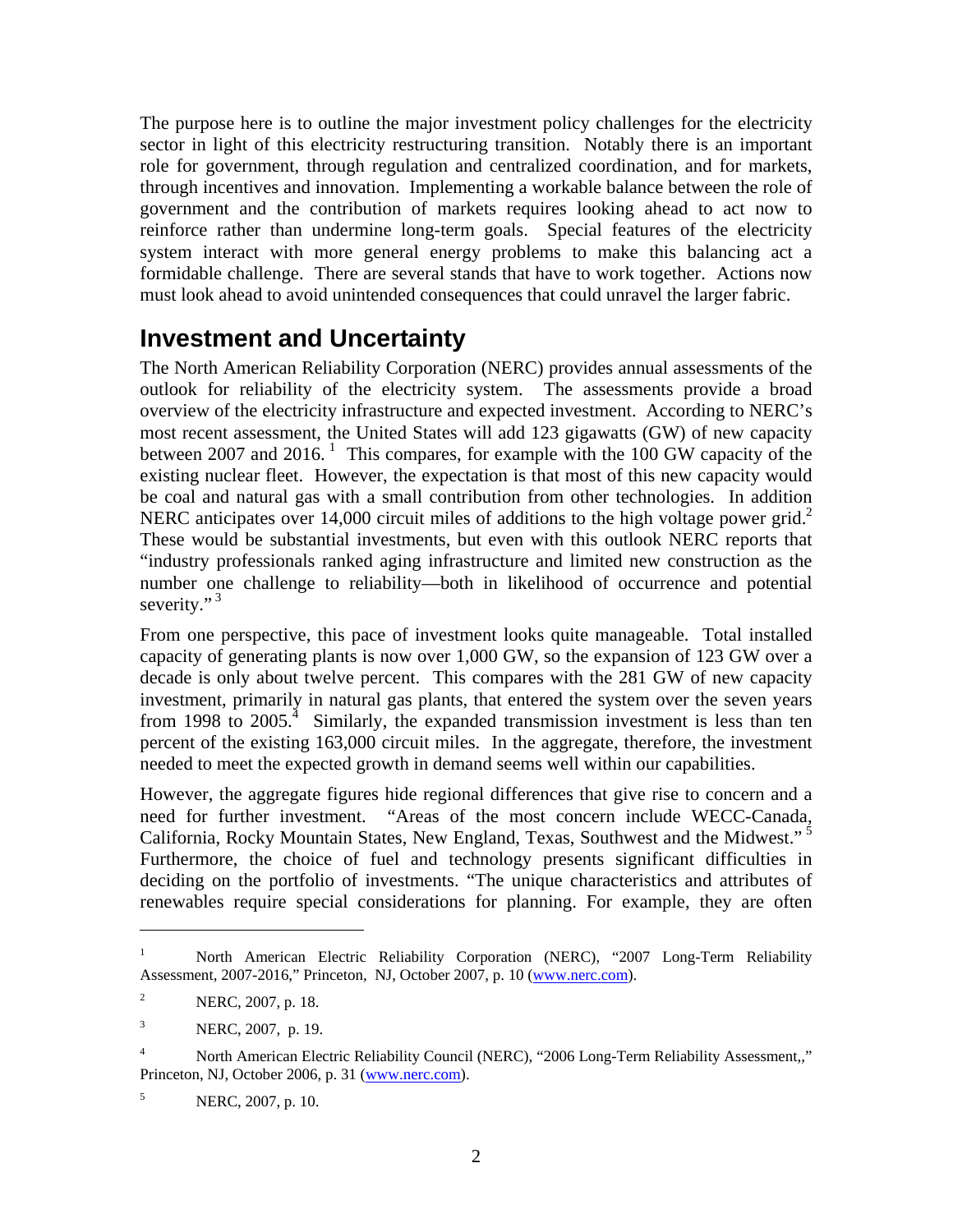The purpose here is to outline the major investment policy challenges for the electricity sector in light of this electricity restructuring transition. Notably there is an important role for government, through regulation and centralized coordination, and for markets, through incentives and innovation. Implementing a workable balance between the role of government and the contribution of markets requires looking ahead to act now to reinforce rather than undermine long-term goals. Special features of the electricity system interact with more general energy problems to make this balancing act a formidable challenge. There are several stands that have to work together. Actions now must look ahead to avoid unintended consequences that could unravel the larger fabric.

## Investment and Uncertainty

The North American Reliability Corporation (NERC) provides annual assessments of the outlook for reliability of the electricity system. The assessments provide a broad overview of the electricity infrastructure and expected investment. According to NERC's most recent assessment, the United States will add 123 gigawatts (GW) of new capacity between 2007 and 2016. [1] This compares, for example with the 100 GW capacity of the existing nuclear fleet. However, the expectation is that most of this new capacity would be coal and natural gas with a small contribution from other technologies. In addition NERC anticipates over 14,000 circuit miles of additions to the high voltage power grid.[2] These would be substantial investments, but even with this outlook NERC reports that "industry professionals ranked aging infrastructure and limited new construction as the number one challenge to reliability—both in likelihood of occurrence and potential severity." [3]

From one perspective, this pace of investment looks quite manageable. Total installed capacity of generating plants is now over 1,000 GW, so the expansion of 123 GW over a decade is only about twelve percent. This compares with the 281 GW of new capacity investment, primarily in natural gas plants, that entered the system over the seven years from 1998 to 2005.[4] Similarly, the expanded transmission investment is less than ten percent of the existing 163,000 circuit miles. In the aggregate, therefore, the investment needed to meet the expected growth in demand seems well within our capabilities.

However, the aggregate figures hide regional differences that give rise to concern and a need for further investment. "Areas of the most concern include WECC-Canada, California, Rocky Mountain States, New England, Texas, Southwest and the Midwest." [5] Furthermore, the choice of fuel and technology presents significant difficulties in deciding on the portfolio of investments. "The unique characteristics and attributes of renewables require special considerations for planning. For example, they are often

---

[1] North American Electric Reliability Corporation (NERC), "2007 Long-Term Reliability Assessment, 2007-2016," Princeton, NJ, October 2007, p. 10 (www.nerc.com).

[2] NERC, 2007, p. 18.

[3] NERC, 2007, p. 19.

[4] North American Electric Reliability Council (NERC), "2006 Long-Term Reliability Assessment,," Princeton, NJ, October 2006, p. 31 (www.nerc.com).

[5] NERC, 2007, p. 10.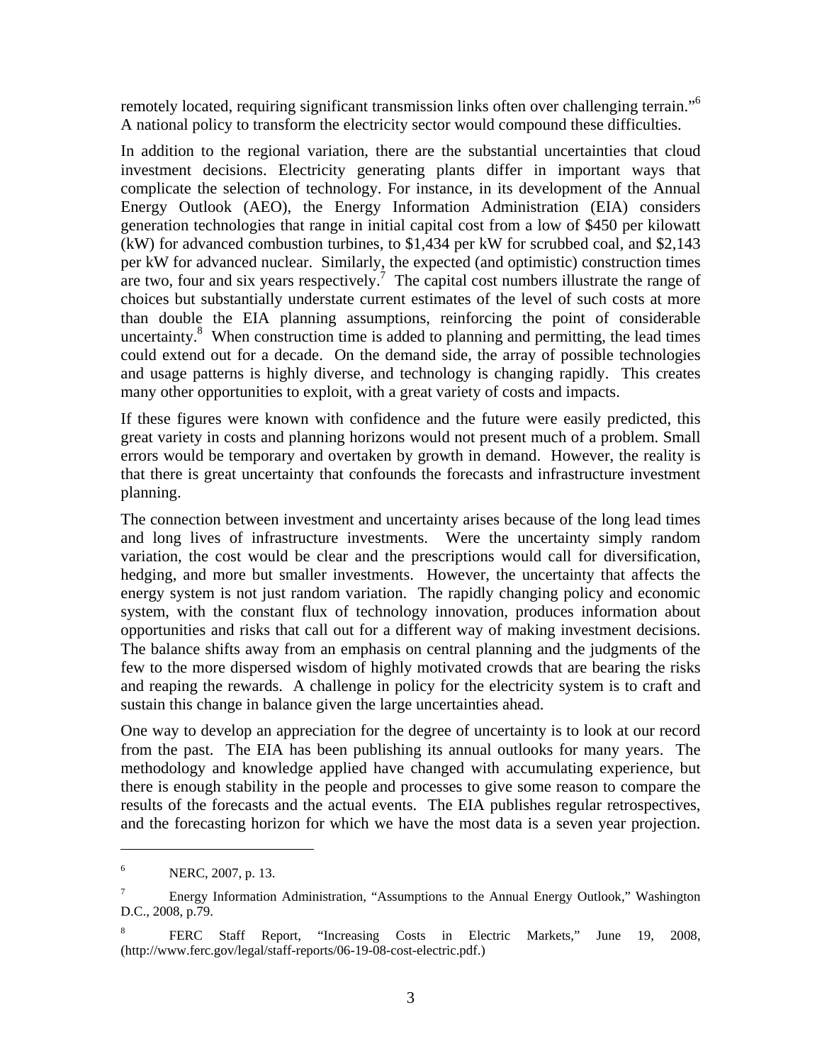remotely located, requiring significant transmission links often over challenging terrain."[6] A national policy to transform the electricity sector would compound these difficulties.

In addition to the regional variation, there are the substantial uncertainties that cloud investment decisions. Electricity generating plants differ in important ways that complicate the selection of technology. For instance, in its development of the Annual Energy Outlook (AEO), the Energy Information Administration (EIA) considers generation technologies that range in initial capital cost from a low of $450 per kilowatt (kW) for advanced combustion turbines, to $1,434 per kW for scrubbed coal, and $2,143 per kW for advanced nuclear. Similarly, the expected (and optimistic) construction times are two, four and six years respectively.[7] The capital cost numbers illustrate the range of choices but substantially understate current estimates of the level of such costs at more than double the EIA planning assumptions, reinforcing the point of considerable uncertainty.[8] When construction time is added to planning and permitting, the lead times could extend out for a decade. On the demand side, the array of possible technologies and usage patterns is highly diverse, and technology is changing rapidly. This creates many other opportunities to exploit, with a great variety of costs and impacts.

If these figures were known with confidence and the future were easily predicted, this great variety in costs and planning horizons would not present much of a problem. Small errors would be temporary and overtaken by growth in demand. However, the reality is that there is great uncertainty that confounds the forecasts and infrastructure investment planning.

The connection between investment and uncertainty arises because of the long lead times and long lives of infrastructure investments. Were the uncertainty simply random variation, the cost would be clear and the prescriptions would call for diversification, hedging, and more but smaller investments. However, the uncertainty that affects the energy system is not just random variation. The rapidly changing policy and economic system, with the constant flux of technology innovation, produces information about opportunities and risks that call out for a different way of making investment decisions. The balance shifts away from an emphasis on central planning and the judgments of the few to the more dispersed wisdom of highly motivated crowds that are bearing the risks and reaping the rewards. A challenge in policy for the electricity system is to craft and sustain this change in balance given the large uncertainties ahead.

One way to develop an appreciation for the degree of uncertainty is to look at our record from the past. The EIA has been publishing its annual outlooks for many years. The methodology and knowledge applied have changed with accumulating experience, but there is enough stability in the people and processes to give some reason to compare the results of the forecasts and the actual events. The EIA publishes regular retrospectives, and the forecasting horizon for which we have the most data is a seven year projection.

---

[6] NERC, 2007, p. 13.

[7] Energy Information Administration, "Assumptions to the Annual Energy Outlook," Washington D.C., 2008, p.79.

[8] FERC Staff Report, "Increasing Costs in Electric Markets," June 19, 2008, (http://www.ferc.gov/legal/staff-reports/06-19-08-cost-electric.pdf.)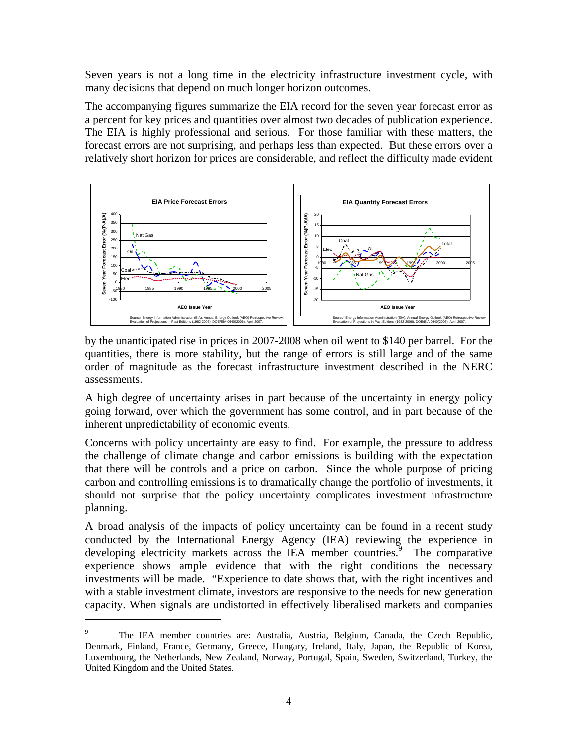Seven years is not a long time in the electricity infrastructure investment cycle, with many decisions that depend on much longer horizon outcomes.

The accompanying figures summarize the EIA record for the seven year forecast error as a percent for key prices and quantities over almost two decades of publication experience. The EIA is highly professional and serious. For those familiar with these matters, the forecast errors are not surprising, and perhaps less than expected. But these errors over a relatively short horizon for prices are considerable, and reflect the difficulty made evident by the unanticipated rise in prices in 2007-2008 when oil went to $140 per barrel. For the quantities, there is more stability, but the range of errors is still large and of the same order of magnitude as the forecast infrastructure investment described in the NERC assessments.

A high degree of uncertainty arises in part because of the uncertainty in energy policy going forward, over which the government has some control, and in part because of the inherent unpredictability of economic events.

Concerns with policy uncertainty are easy to find. For example, the pressure to address the challenge of climate change and carbon emissions is building with the expectation that there will be controls and a price on carbon. Since the whole purpose of pricing carbon and controlling emissions is to dramatically change the portfolio of investments, it should not surprise that the policy uncertainty complicates investment infrastructure planning.

A broad analysis of the impacts of policy uncertainty can be found in a recent study conducted by the International Energy Agency (IEA) reviewing the experience in developing electricity markets across the IEA member countries.[9] The comparative experience shows ample evidence that with the right conditions the necessary investments will be made. "Experience to date shows that, with the right incentives and with a stable investment climate, investors are responsive to the needs for new generation capacity. When signals are undistorted in effectively liberalised markets and companies

[9] The IEA member countries are: Australia, Austria, Belgium, Canada, the Czech Republic, Denmark, Finland, France, Germany, Greece, Hungary, Ireland, Italy, Japan, the Republic of Korea, Luxembourg, the Netherlands, New Zealand, Norway, Portugal, Spain, Sweden, Switzerland, Turkey, the United Kingdom and the United States.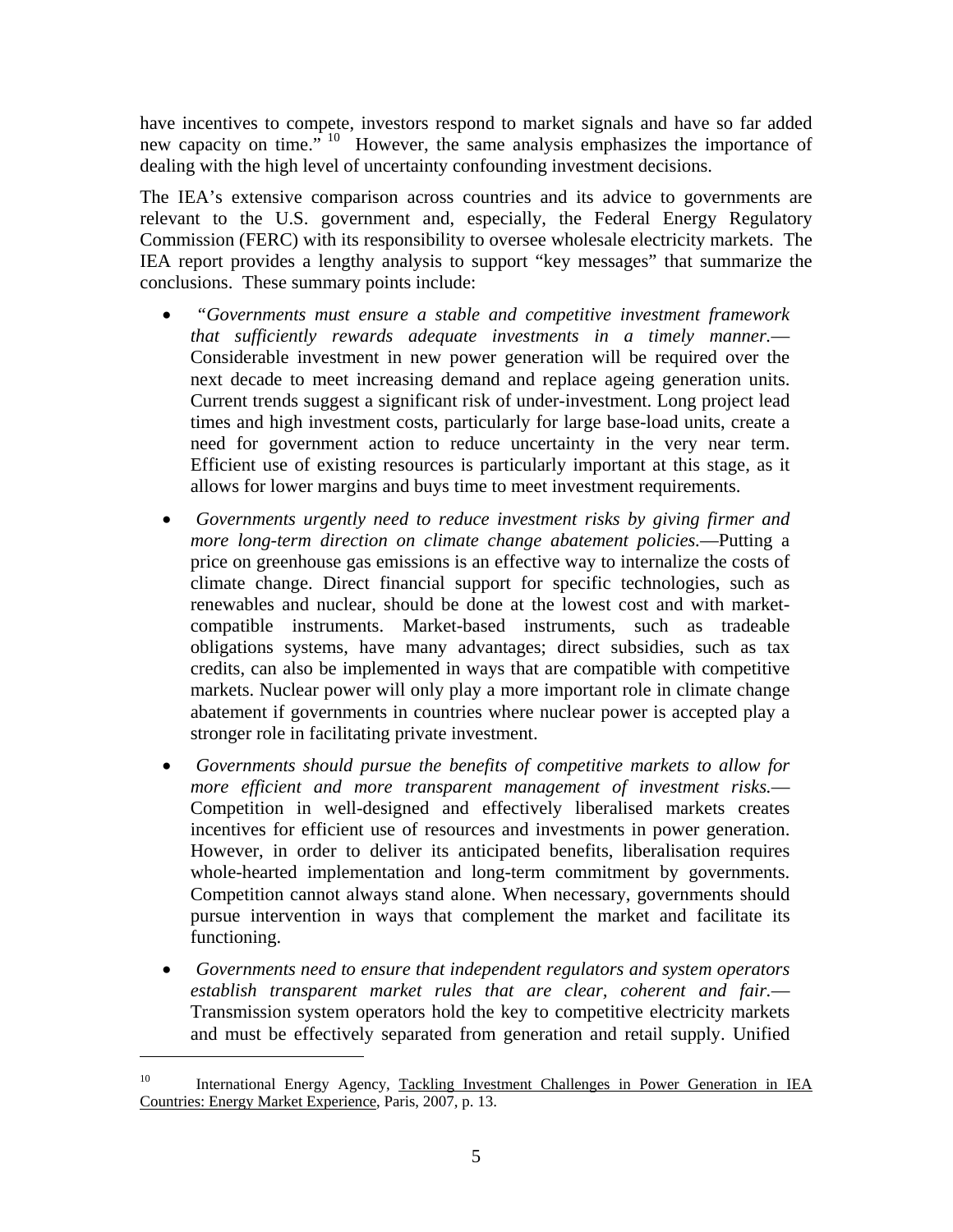have incentives to compete, investors respond to market signals and have so far added new capacity on time."[10] However, the same analysis emphasizes the importance of dealing with the high level of uncertainty confounding investment decisions.

The IEA's extensive comparison across countries and its advice to governments are relevant to the U.S. government and, especially, the Federal Energy Regulatory Commission (FERC) with its responsibility to oversee wholesale electricity markets. The IEA report provides a lengthy analysis to support "key messages" that summarize the conclusions. These summary points include:

- *"Governments must ensure a stable and competitive investment framework that sufficiently rewards adequate investments in a timely manner.*— Considerable investment in new power generation will be required over the next decade to meet increasing demand and replace ageing generation units. Current trends suggest a significant risk of under-investment. Long project lead times and high investment costs, particularly for large base-load units, create a need for government action to reduce uncertainty in the very near term. Efficient use of existing resources is particularly important at this stage, as it allows for lower margins and buys time to meet investment requirements.
- *Governments urgently need to reduce investment risks by giving firmer and more long-term direction on climate change abatement policies.*—Putting a price on greenhouse gas emissions is an effective way to internalize the costs of climate change. Direct financial support for specific technologies, such as renewables and nuclear, should be done at the lowest cost and with market-compatible instruments. Market-based instruments, such as tradeable obligations systems, have many advantages; direct subsidies, such as tax credits, can also be implemented in ways that are compatible with competitive markets. Nuclear power will only play a more important role in climate change abatement if governments in countries where nuclear power is accepted play a stronger role in facilitating private investment.
- *Governments should pursue the benefits of competitive markets to allow for more efficient and more transparent management of investment risks.*— Competition in well-designed and effectively liberalised markets creates incentives for efficient use of resources and investments in power generation. However, in order to deliver its anticipated benefits, liberalisation requires whole-hearted implementation and long-term commitment by governments. Competition cannot always stand alone. When necessary, governments should pursue intervention in ways that complement the market and facilitate its functioning.
- *Governments need to ensure that independent regulators and system operators establish transparent market rules that are clear, coherent and fair.*— Transmission system operators hold the key to competitive electricity markets and must be effectively separated from generation and retail supply. Unified

[10] International Energy Agency, Tackling Investment Challenges in Power Generation in IEA Countries: Energy Market Experience, Paris, 2007, p. 13.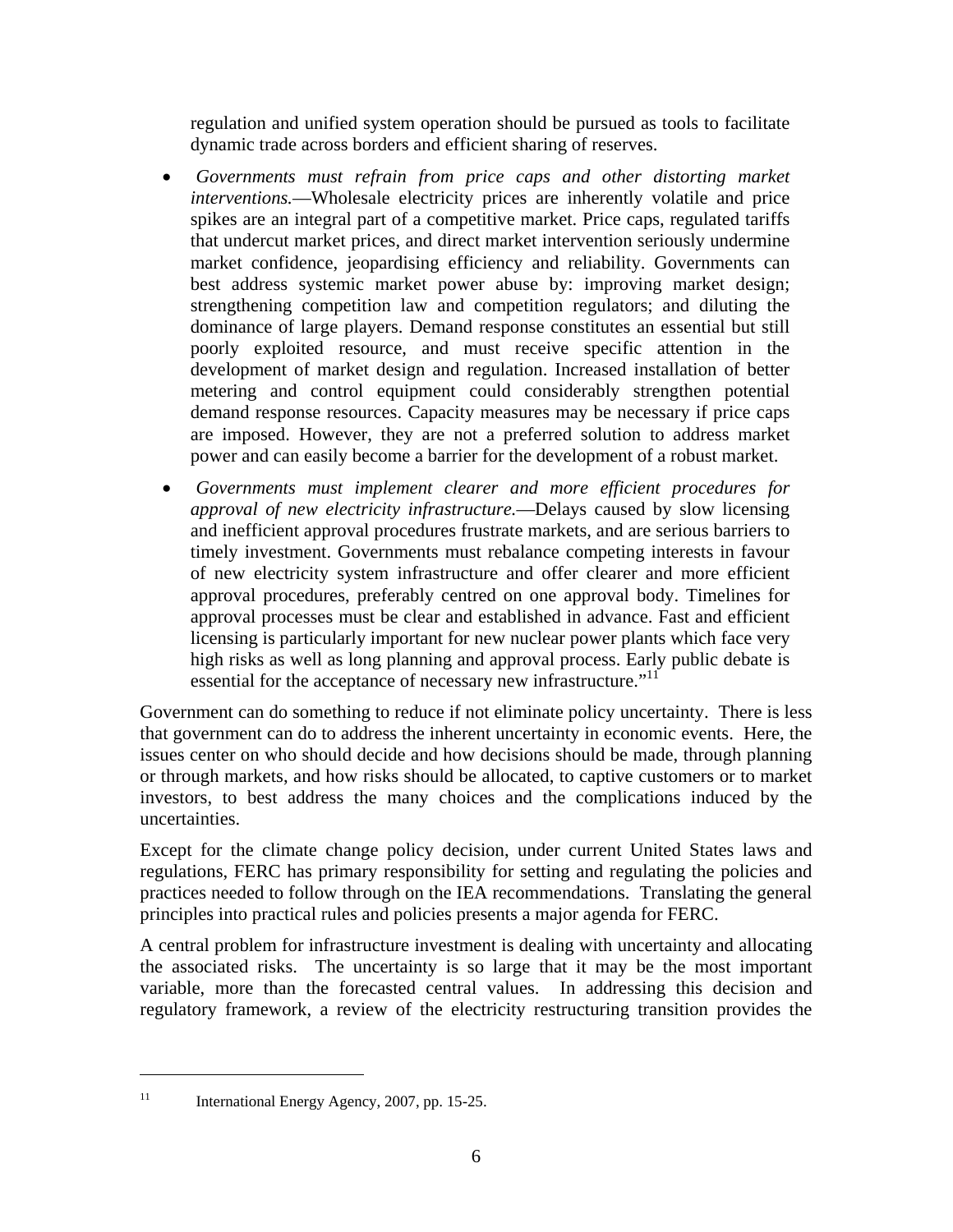regulation and unified system operation should be pursued as tools to facilitate dynamic trade across borders and efficient sharing of reserves.

- *Governments must refrain from price caps and other distorting market interventions.*—Wholesale electricity prices are inherently volatile and price spikes are an integral part of a competitive market. Price caps, regulated tariffs that undercut market prices, and direct market intervention seriously undermine market confidence, jeopardising efficiency and reliability. Governments can best address systemic market power abuse by: improving market design; strengthening competition law and competition regulators; and diluting the dominance of large players. Demand response constitutes an essential but still poorly exploited resource, and must receive specific attention in the development of market design and regulation. Increased installation of better metering and control equipment could considerably strengthen potential demand response resources. Capacity measures may be necessary if price caps are imposed. However, they are not a preferred solution to address market power and can easily become a barrier for the development of a robust market.
- *Governments must implement clearer and more efficient procedures for approval of new electricity infrastructure.*—Delays caused by slow licensing and inefficient approval procedures frustrate markets, and are serious barriers to timely investment. Governments must rebalance competing interests in favour of new electricity system infrastructure and offer clearer and more efficient approval procedures, preferably centred on one approval body. Timelines for approval processes must be clear and established in advance. Fast and efficient licensing is particularly important for new nuclear power plants which face very high risks as well as long planning and approval process. Early public debate is essential for the acceptance of necessary new infrastructure."[11]

Government can do something to reduce if not eliminate policy uncertainty. There is less that government can do to address the inherent uncertainty in economic events. Here, the issues center on who should decide and how decisions should be made, through planning or through markets, and how risks should be allocated, to captive customers or to market investors, to best address the many choices and the complications induced by the uncertainties.

Except for the climate change policy decision, under current United States laws and regulations, FERC has primary responsibility for setting and regulating the policies and practices needed to follow through on the IEA recommendations. Translating the general principles into practical rules and policies presents a major agenda for FERC.

A central problem for infrastructure investment is dealing with uncertainty and allocating the associated risks. The uncertainty is so large that it may be the most important variable, more than the forecasted central values. In addressing this decision and regulatory framework, a review of the electricity restructuring transition provides the

[11] International Energy Agency, 2007, pp. 15-25.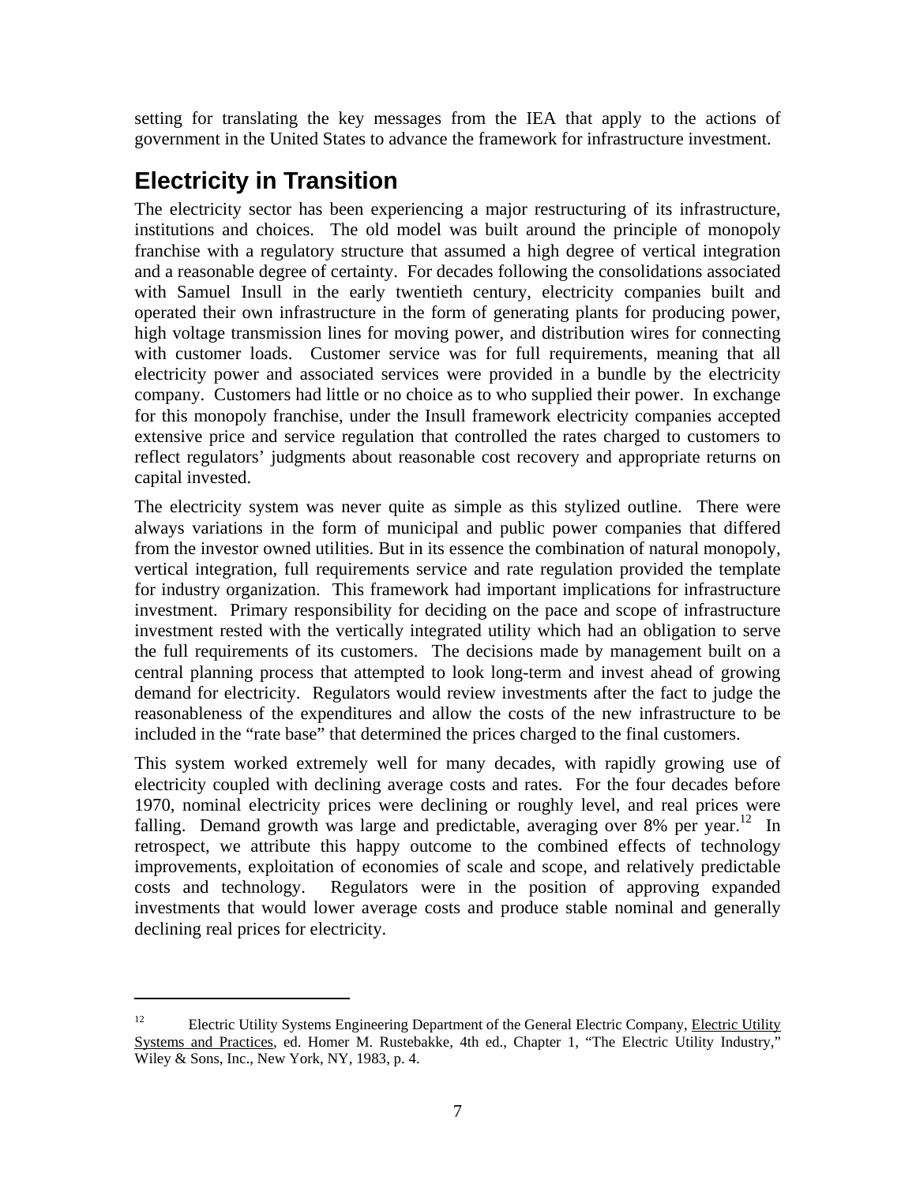setting for translating the key messages from the IEA that apply to the actions of government in the United States to advance the framework for infrastructure investment.

## Electricity in Transition

The electricity sector has been experiencing a major restructuring of its infrastructure, institutions and choices. The old model was built around the principle of monopoly franchise with a regulatory structure that assumed a high degree of vertical integration and a reasonable degree of certainty. For decades following the consolidations associated with Samuel Insull in the early twentieth century, electricity companies built and operated their own infrastructure in the form of generating plants for producing power, high voltage transmission lines for moving power, and distribution wires for connecting with customer loads. Customer service was for full requirements, meaning that all electricity power and associated services were provided in a bundle by the electricity company. Customers had little or no choice as to who supplied their power. In exchange for this monopoly franchise, under the Insull framework electricity companies accepted extensive price and service regulation that controlled the rates charged to customers to reflect regulators' judgments about reasonable cost recovery and appropriate returns on capital invested.

The electricity system was never quite as simple as this stylized outline. There were always variations in the form of municipal and public power companies that differed from the investor owned utilities. But in its essence the combination of natural monopoly, vertical integration, full requirements service and rate regulation provided the template for industry organization. This framework had important implications for infrastructure investment. Primary responsibility for deciding on the pace and scope of infrastructure investment rested with the vertically integrated utility which had an obligation to serve the full requirements of its customers. The decisions made by management built on a central planning process that attempted to look long-term and invest ahead of growing demand for electricity. Regulators would review investments after the fact to judge the reasonableness of the expenditures and allow the costs of the new infrastructure to be included in the "rate base" that determined the prices charged to the final customers.

This system worked extremely well for many decades, with rapidly growing use of electricity coupled with declining average costs and rates. For the four decades before 1970, nominal electricity prices were declining or roughly level, and real prices were falling. Demand growth was large and predictable, averaging over 8% per year.[12] In retrospect, we attribute this happy outcome to the combined effects of technology improvements, exploitation of economies of scale and scope, and relatively predictable costs and technology. Regulators were in the position of approving expanded investments that would lower average costs and produce stable nominal and generally declining real prices for electricity.

---

[12] Electric Utility Systems Engineering Department of the General Electric Company, Electric Utility Systems and Practices, ed. Homer M. Rustebakke, 4th ed., Chapter 1, "The Electric Utility Industry," Wiley & Sons, Inc., New York, NY, 1983, p. 4.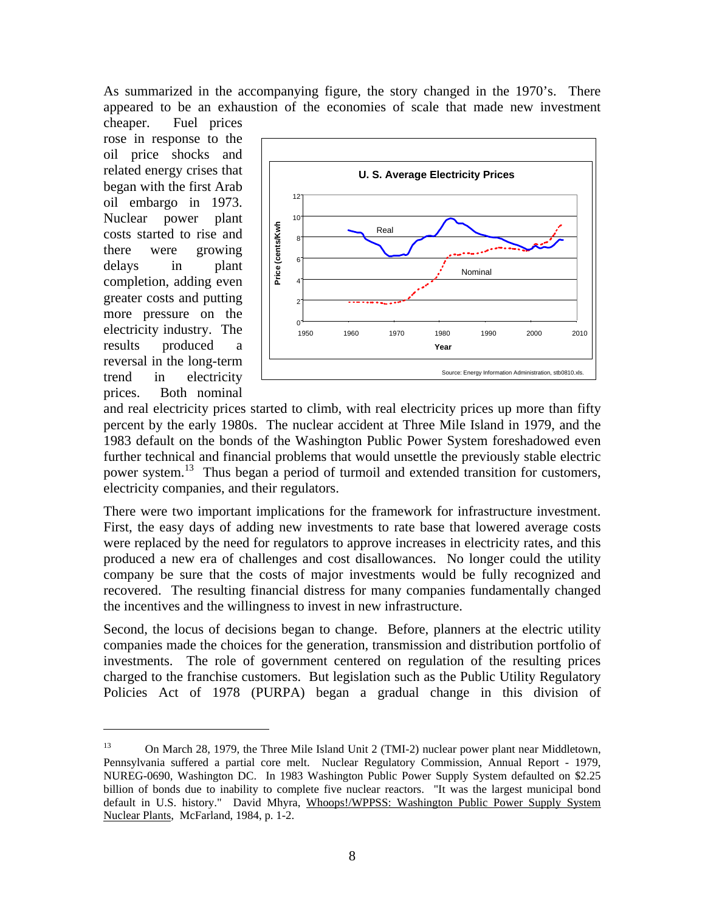As summarized in the accompanying figure, the story changed in the 1970's. There appeared to be an exhaustion of the economies of scale that made new investment cheaper. Fuel prices rose in response to the oil price shocks and related energy crises that began with the first Arab oil embargo in 1973. Nuclear power plant costs started to rise and there were growing delays in plant completion, adding even greater costs and putting more pressure on the electricity industry. The results produced a reversal in the long-term trend in electricity prices. Both nominal and real electricity prices started to climb, with real electricity prices up more than fifty percent by the early 1980s. The nuclear accident at Three Mile Island in 1979, and the 1983 default on the bonds of the Washington Public Power System foreshadowed even further technical and financial problems that would unsettle the previously stable electric power system.[13] Thus began a period of turmoil and extended transition for customers, electricity companies, and their regulators.

There were two important implications for the framework for infrastructure investment. First, the easy days of adding new investments to rate base that lowered average costs were replaced by the need for regulators to approve increases in electricity rates, and this produced a new era of challenges and cost disallowances. No longer could the utility company be sure that the costs of major investments would be fully recognized and recovered. The resulting financial distress for many companies fundamentally changed the incentives and the willingness to invest in new infrastructure.

Second, the locus of decisions began to change. Before, planners at the electric utility companies made the choices for the generation, transmission and distribution portfolio of investments. The role of government centered on regulation of the resulting prices charged to the franchise customers. But legislation such as the Public Utility Regulatory Policies Act of 1978 (PURPA) began a gradual change in this division of

---

[13] On March 28, 1979, the Three Mile Island Unit 2 (TMI-2) nuclear power plant near Middletown, Pennsylvania suffered a partial core melt. Nuclear Regulatory Commission, Annual Report - 1979, NUREG-0690, Washington DC. In 1983 Washington Public Power Supply System defaulted on $2.25 billion of bonds due to inability to complete five nuclear reactors. "It was the largest municipal bond default in U.S. history." David Mhyra, Whoops!/WPPSS: Washington Public Power Supply System Nuclear Plants, McFarland, 1984, p. 1-2.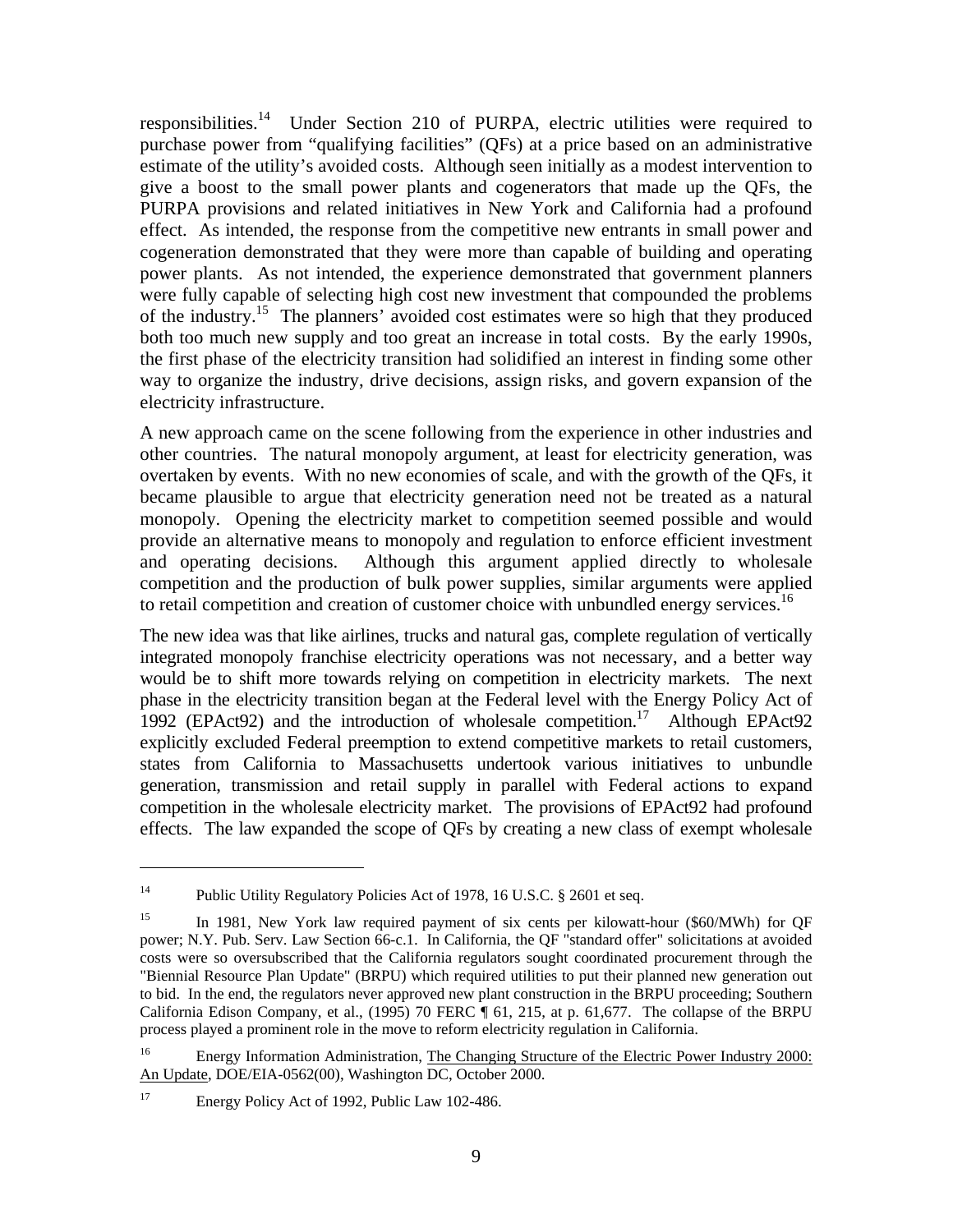responsibilities.[14] Under Section 210 of PURPA, electric utilities were required to purchase power from "qualifying facilities" (QFs) at a price based on an administrative estimate of the utility's avoided costs. Although seen initially as a modest intervention to give a boost to the small power plants and cogenerators that made up the QFs, the PURPA provisions and related initiatives in New York and California had a profound effect. As intended, the response from the competitive new entrants in small power and cogeneration demonstrated that they were more than capable of building and operating power plants. As not intended, the experience demonstrated that government planners were fully capable of selecting high cost new investment that compounded the problems of the industry.[15] The planners' avoided cost estimates were so high that they produced both too much new supply and too great an increase in total costs. By the early 1990s, the first phase of the electricity transition had solidified an interest in finding some other way to organize the industry, drive decisions, assign risks, and govern expansion of the electricity infrastructure.

A new approach came on the scene following from the experience in other industries and other countries. The natural monopoly argument, at least for electricity generation, was overtaken by events. With no new economies of scale, and with the growth of the QFs, it became plausible to argue that electricity generation need not be treated as a natural monopoly. Opening the electricity market to competition seemed possible and would provide an alternative means to monopoly and regulation to enforce efficient investment and operating decisions. Although this argument applied directly to wholesale competition and the production of bulk power supplies, similar arguments were applied to retail competition and creation of customer choice with unbundled energy services.[16]

The new idea was that like airlines, trucks and natural gas, complete regulation of vertically integrated monopoly franchise electricity operations was not necessary, and a better way would be to shift more towards relying on competition in electricity markets. The next phase in the electricity transition began at the Federal level with the Energy Policy Act of 1992 (EPAct92) and the introduction of wholesale competition.[17] Although EPAct92 explicitly excluded Federal preemption to extend competitive markets to retail customers, states from California to Massachusetts undertook various initiatives to unbundle generation, transmission and retail supply in parallel with Federal actions to expand competition in the wholesale electricity market. The provisions of EPAct92 had profound effects. The law expanded the scope of QFs by creating a new class of exempt wholesale

---

[14] Public Utility Regulatory Policies Act of 1978, 16 U.S.C. § 2601 et seq.

[15] In 1981, New York law required payment of six cents per kilowatt-hour ($60/MWh) for QF power; N.Y. Pub. Serv. Law Section 66-c.1. In California, the QF "standard offer" solicitations at avoided costs were so oversubscribed that the California regulators sought coordinated procurement through the "Biennial Resource Plan Update" (BRPU) which required utilities to put their planned new generation out to bid. In the end, the regulators never approved new plant construction in the BRPU proceeding; Southern California Edison Company, et al., (1995) 70 FERC ¶ 61, 215, at p. 61,677. The collapse of the BRPU process played a prominent role in the move to reform electricity regulation in California.

[16] Energy Information Administration, The Changing Structure of the Electric Power Industry 2000: An Update, DOE/EIA-0562(00), Washington DC, October 2000.

[17] Energy Policy Act of 1992, Public Law 102-486.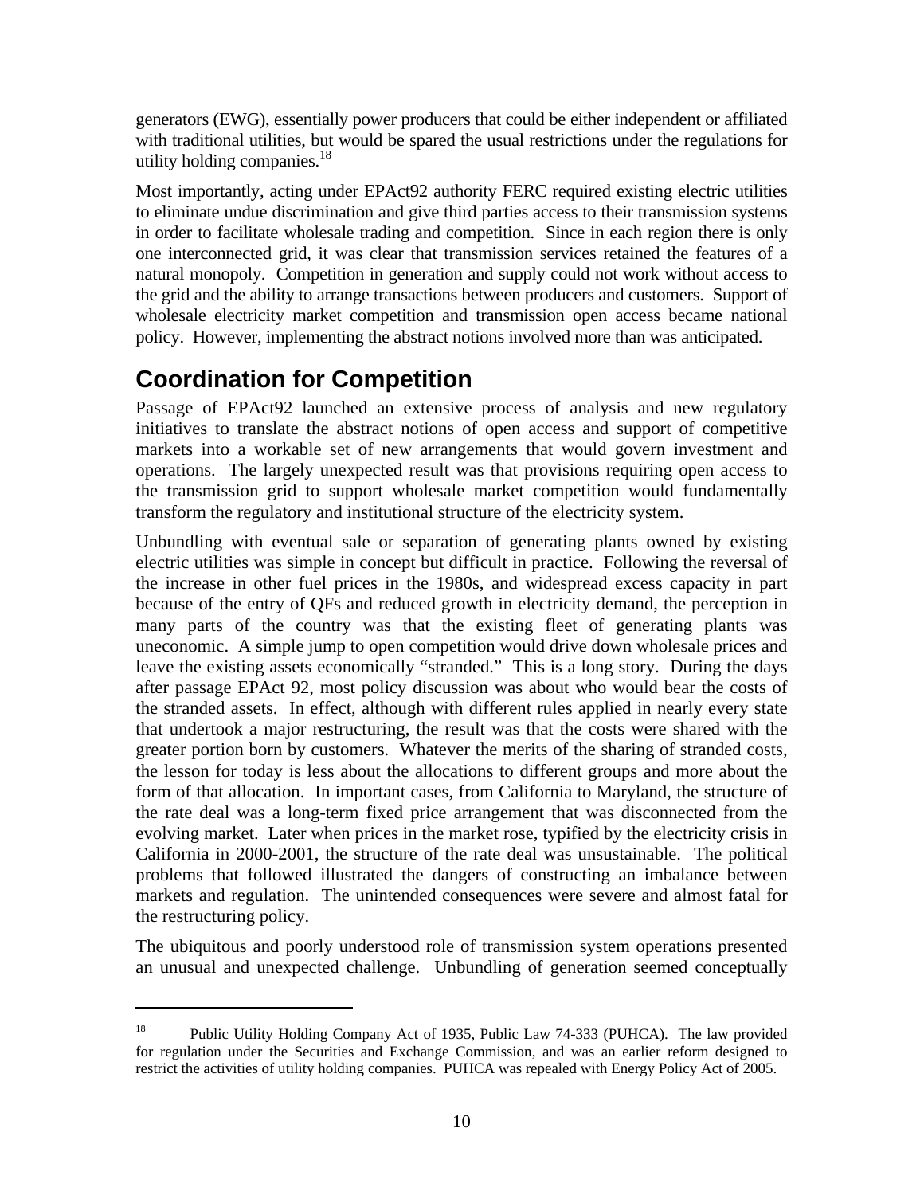generators (EWG), essentially power producers that could be either independent or affiliated with traditional utilities, but would be spared the usual restrictions under the regulations for utility holding companies.[18]

Most importantly, acting under EPAct92 authority FERC required existing electric utilities to eliminate undue discrimination and give third parties access to their transmission systems in order to facilitate wholesale trading and competition. Since in each region there is only one interconnected grid, it was clear that transmission services retained the features of a natural monopoly. Competition in generation and supply could not work without access to the grid and the ability to arrange transactions between producers and customers. Support of wholesale electricity market competition and transmission open access became national policy. However, implementing the abstract notions involved more than was anticipated.

## Coordination for Competition

Passage of EPAct92 launched an extensive process of analysis and new regulatory initiatives to translate the abstract notions of open access and support of competitive markets into a workable set of new arrangements that would govern investment and operations. The largely unexpected result was that provisions requiring open access to the transmission grid to support wholesale market competition would fundamentally transform the regulatory and institutional structure of the electricity system.

Unbundling with eventual sale or separation of generating plants owned by existing electric utilities was simple in concept but difficult in practice. Following the reversal of the increase in other fuel prices in the 1980s, and widespread excess capacity in part because of the entry of QFs and reduced growth in electricity demand, the perception in many parts of the country was that the existing fleet of generating plants was uneconomic. A simple jump to open competition would drive down wholesale prices and leave the existing assets economically "stranded." This is a long story. During the days after passage EPAct 92, most policy discussion was about who would bear the costs of the stranded assets. In effect, although with different rules applied in nearly every state that undertook a major restructuring, the result was that the costs were shared with the greater portion born by customers. Whatever the merits of the sharing of stranded costs, the lesson for today is less about the allocations to different groups and more about the form of that allocation. In important cases, from California to Maryland, the structure of the rate deal was a long-term fixed price arrangement that was disconnected from the evolving market. Later when prices in the market rose, typified by the electricity crisis in California in 2000-2001, the structure of the rate deal was unsustainable. The political problems that followed illustrated the dangers of constructing an imbalance between markets and regulation. The unintended consequences were severe and almost fatal for the restructuring policy.

The ubiquitous and poorly understood role of transmission system operations presented an unusual and unexpected challenge. Unbundling of generation seemed conceptually

[18] Public Utility Holding Company Act of 1935, Public Law 74-333 (PUHCA). The law provided for regulation under the Securities and Exchange Commission, and was an earlier reform designed to restrict the activities of utility holding companies. PUHCA was repealed with Energy Policy Act of 2005.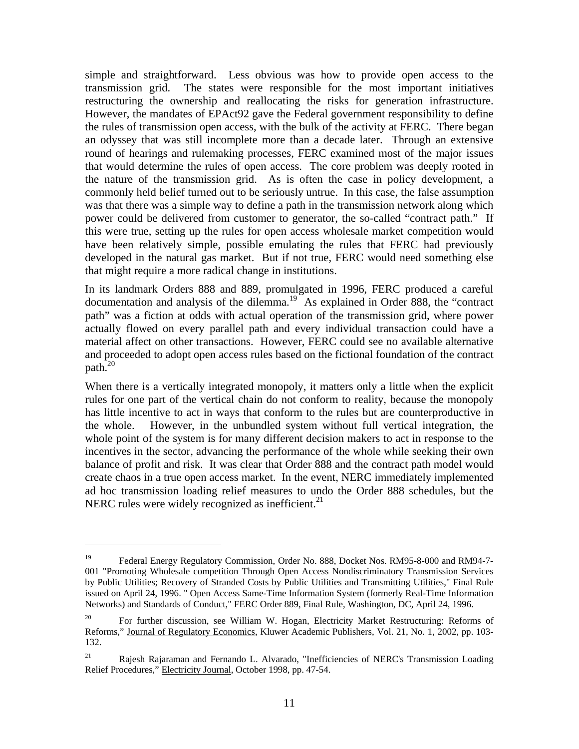simple and straightforward. Less obvious was how to provide open access to the transmission grid. The states were responsible for the most important initiatives restructuring the ownership and reallocating the risks for generation infrastructure. However, the mandates of EPAct92 gave the Federal government responsibility to define the rules of transmission open access, with the bulk of the activity at FERC. There began an odyssey that was still incomplete more than a decade later. Through an extensive round of hearings and rulemaking processes, FERC examined most of the major issues that would determine the rules of open access. The core problem was deeply rooted in the nature of the transmission grid. As is often the case in policy development, a commonly held belief turned out to be seriously untrue. In this case, the false assumption was that there was a simple way to define a path in the transmission network along which power could be delivered from customer to generator, the so-called "contract path." If this were true, setting up the rules for open access wholesale market competition would have been relatively simple, possible emulating the rules that FERC had previously developed in the natural gas market. But if not true, FERC would need something else that might require a more radical change in institutions.

In its landmark Orders 888 and 889, promulgated in 1996, FERC produced a careful documentation and analysis of the dilemma.[19] As explained in Order 888, the "contract path" was a fiction at odds with actual operation of the transmission grid, where power actually flowed on every parallel path and every individual transaction could have a material affect on other transactions. However, FERC could see no available alternative and proceeded to adopt open access rules based on the fictional foundation of the contract path.[20]

When there is a vertically integrated monopoly, it matters only a little when the explicit rules for one part of the vertical chain do not conform to reality, because the monopoly has little incentive to act in ways that conform to the rules but are counterproductive in the whole. However, in the unbundled system without full vertical integration, the whole point of the system is for many different decision makers to act in response to the incentives in the sector, advancing the performance of the whole while seeking their own balance of profit and risk. It was clear that Order 888 and the contract path model would create chaos in a true open access market. In the event, NERC immediately implemented ad hoc transmission loading relief measures to undo the Order 888 schedules, but the NERC rules were widely recognized as inefficient.[21]

---

[19] Federal Energy Regulatory Commission, Order No. 888, Docket Nos. RM95-8-000 and RM94-7-001 "Promoting Wholesale competition Through Open Access Nondiscriminatory Transmission Services by Public Utilities; Recovery of Stranded Costs by Public Utilities and Transmitting Utilities," Final Rule issued on April 24, 1996. " Open Access Same-Time Information System (formerly Real-Time Information Networks) and Standards of Conduct," FERC Order 889, Final Rule, Washington, DC, April 24, 1996.

[20] For further discussion, see William W. Hogan, Electricity Market Restructuring: Reforms of Reforms," Journal of Regulatory Economics, Kluwer Academic Publishers, Vol. 21, No. 1, 2002, pp. 103-132.

[21] Rajesh Rajaraman and Fernando L. Alvarado, "Inefficiencies of NERC's Transmission Loading Relief Procedures," Electricity Journal, October 1998, pp. 47-54.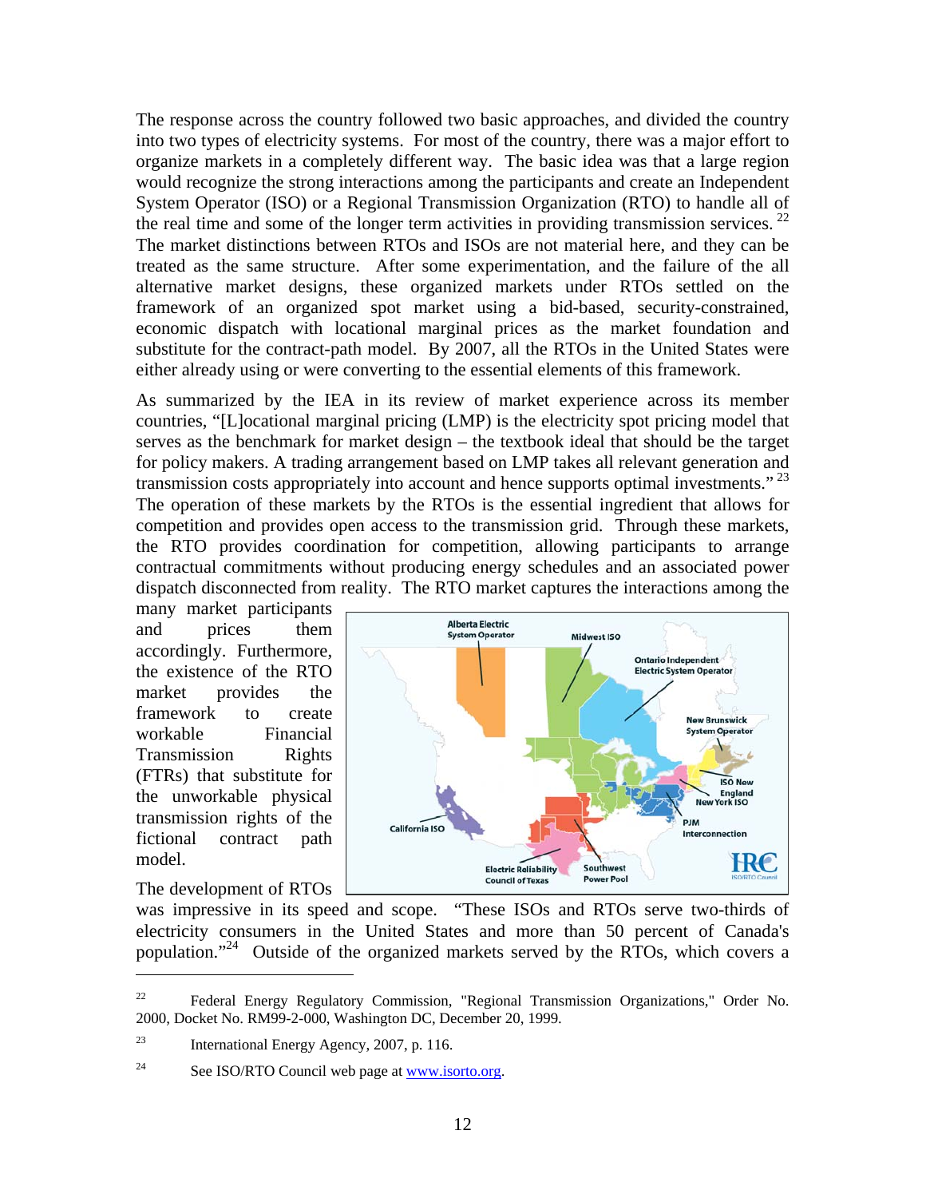The response across the country followed two basic approaches, and divided the country into two types of electricity systems. For most of the country, there was a major effort to organize markets in a completely different way. The basic idea was that a large region would recognize the strong interactions among the participants and create an Independent System Operator (ISO) or a Regional Transmission Organization (RTO) to handle all of the real time and some of the longer term activities in providing transmission services. [22] The market distinctions between RTOs and ISOs are not material here, and they can be treated as the same structure. After some experimentation, and the failure of the all alternative market designs, these organized markets under RTOs settled on the framework of an organized spot market using a bid-based, security-constrained, economic dispatch with locational marginal prices as the market foundation and substitute for the contract-path model. By 2007, all the RTOs in the United States were either already using or were converting to the essential elements of this framework.

As summarized by the IEA in its review of market experience across its member countries, "[L]ocational marginal pricing (LMP) is the electricity spot pricing model that serves as the benchmark for market design – the textbook ideal that should be the target for policy makers. A trading arrangement based on LMP takes all relevant generation and transmission costs appropriately into account and hence supports optimal investments." [23] The operation of these markets by the RTOs is the essential ingredient that allows for competition and provides open access to the transmission grid. Through these markets, the RTO provides coordination for competition, allowing participants to arrange contractual commitments without producing energy schedules and an associated power dispatch disconnected from reality. The RTO market captures the interactions among the many market participants and prices them accordingly. Furthermore, the existence of the RTO market provides the framework to create workable Financial Transmission Rights (FTRs) that substitute for the unworkable physical transmission rights of the fictional contract path model.

The development of RTOs was impressive in its speed and scope. "These ISOs and RTOs serve two-thirds of electricity consumers in the United States and more than 50 percent of Canada's population."[24] Outside of the organized markets served by the RTOs, which covers a

---

[22] Federal Energy Regulatory Commission, "Regional Transmission Organizations," Order No. 2000, Docket No. RM99-2-000, Washington DC, December 20, 1999.

[23] International Energy Agency, 2007, p. 116.

[24] See ISO/RTO Council web page at www.isorto.org.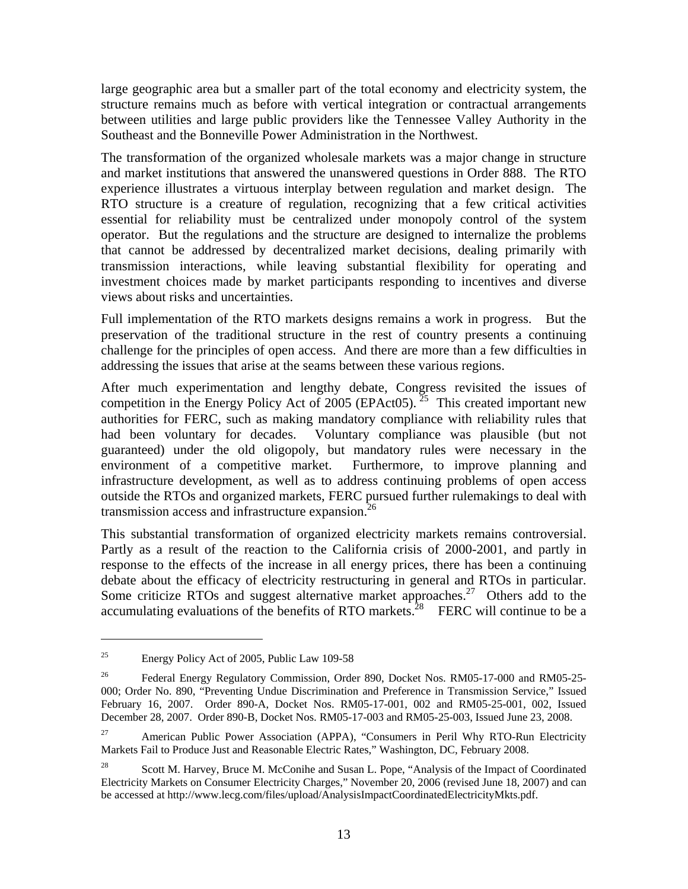large geographic area but a smaller part of the total economy and electricity system, the structure remains much as before with vertical integration or contractual arrangements between utilities and large public providers like the Tennessee Valley Authority in the Southeast and the Bonneville Power Administration in the Northwest.

The transformation of the organized wholesale markets was a major change in structure and market institutions that answered the unanswered questions in Order 888. The RTO experience illustrates a virtuous interplay between regulation and market design. The RTO structure is a creature of regulation, recognizing that a few critical activities essential for reliability must be centralized under monopoly control of the system operator. But the regulations and the structure are designed to internalize the problems that cannot be addressed by decentralized market decisions, dealing primarily with transmission interactions, while leaving substantial flexibility for operating and investment choices made by market participants responding to incentives and diverse views about risks and uncertainties.

Full implementation of the RTO markets designs remains a work in progress. But the preservation of the traditional structure in the rest of country presents a continuing challenge for the principles of open access. And there are more than a few difficulties in addressing the issues that arise at the seams between these various regions.

After much experimentation and lengthy debate, Congress revisited the issues of competition in the Energy Policy Act of 2005 (EPAct05). [25] This created important new authorities for FERC, such as making mandatory compliance with reliability rules that had been voluntary for decades. Voluntary compliance was plausible (but not guaranteed) under the old oligopoly, but mandatory rules were necessary in the environment of a competitive market. Furthermore, to improve planning and infrastructure development, as well as to address continuing problems of open access outside the RTOs and organized markets, FERC pursued further rulemakings to deal with transmission access and infrastructure expansion.[26]

This substantial transformation of organized electricity markets remains controversial. Partly as a result of the reaction to the California crisis of 2000-2001, and partly in response to the effects of the increase in all energy prices, there has been a continuing debate about the efficacy of electricity restructuring in general and RTOs in particular. Some criticize RTOs and suggest alternative market approaches.[27] Others add to the accumulating evaluations of the benefits of RTO markets.[28] FERC will continue to be a

---

[25] Energy Policy Act of 2005, Public Law 109-58

[26] Federal Energy Regulatory Commission, Order 890, Docket Nos. RM05-17-000 and RM05-25-000; Order No. 890, "Preventing Undue Discrimination and Preference in Transmission Service," Issued February 16, 2007. Order 890-A, Docket Nos. RM05-17-001, 002 and RM05-25-001, 002, Issued December 28, 2007. Order 890-B, Docket Nos. RM05-17-003 and RM05-25-003, Issued June 23, 2008.

[27] American Public Power Association (APPA), "Consumers in Peril Why RTO-Run Electricity Markets Fail to Produce Just and Reasonable Electric Rates," Washington, DC, February 2008.

[28] Scott M. Harvey, Bruce M. McConihe and Susan L. Pope, "Analysis of the Impact of Coordinated Electricity Markets on Consumer Electricity Charges," November 20, 2006 (revised June 18, 2007) and can be accessed at http://www.lecg.com/files/upload/AnalysisImpactCoordinatedElectricityMkts.pdf.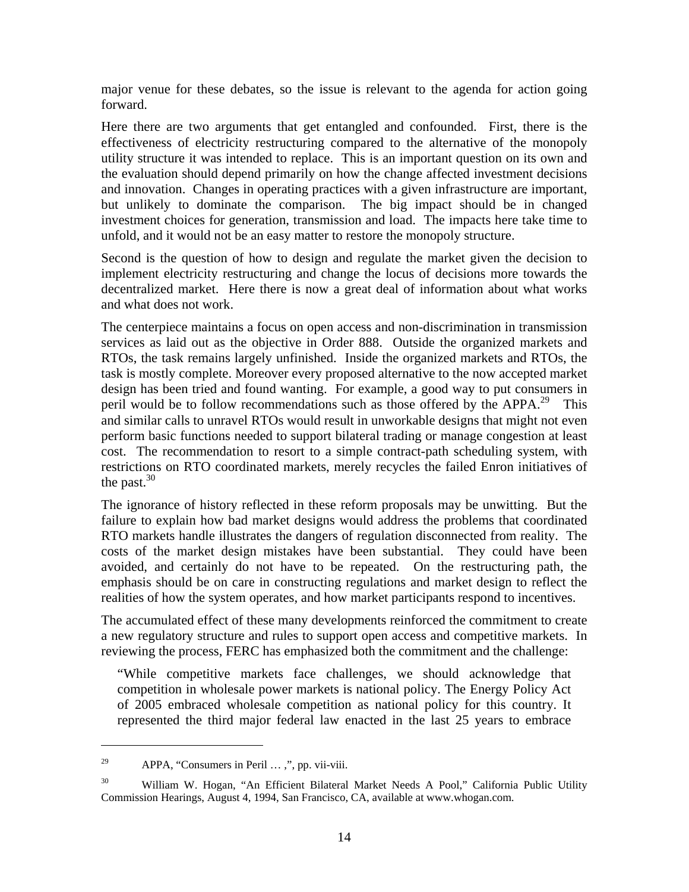major venue for these debates, so the issue is relevant to the agenda for action going forward.

Here there are two arguments that get entangled and confounded. First, there is the effectiveness of electricity restructuring compared to the alternative of the monopoly utility structure it was intended to replace. This is an important question on its own and the evaluation should depend primarily on how the change affected investment decisions and innovation. Changes in operating practices with a given infrastructure are important, but unlikely to dominate the comparison. The big impact should be in changed investment choices for generation, transmission and load. The impacts here take time to unfold, and it would not be an easy matter to restore the monopoly structure.

Second is the question of how to design and regulate the market given the decision to implement electricity restructuring and change the locus of decisions more towards the decentralized market. Here there is now a great deal of information about what works and what does not work.

The centerpiece maintains a focus on open access and non-discrimination in transmission services as laid out as the objective in Order 888. Outside the organized markets and RTOs, the task remains largely unfinished. Inside the organized markets and RTOs, the task is mostly complete. Moreover every proposed alternative to the now accepted market design has been tried and found wanting. For example, a good way to put consumers in peril would be to follow recommendations such as those offered by the APPA.[29] This and similar calls to unravel RTOs would result in unworkable designs that might not even perform basic functions needed to support bilateral trading or manage congestion at least cost. The recommendation to resort to a simple contract-path scheduling system, with restrictions on RTO coordinated markets, merely recycles the failed Enron initiatives of the past.[30]

The ignorance of history reflected in these reform proposals may be unwitting. But the failure to explain how bad market designs would address the problems that coordinated RTO markets handle illustrates the dangers of regulation disconnected from reality. The costs of the market design mistakes have been substantial. They could have been avoided, and certainly do not have to be repeated. On the restructuring path, the emphasis should be on care in constructing regulations and market design to reflect the realities of how the system operates, and how market participants respond to incentives.

The accumulated effect of these many developments reinforced the commitment to create a new regulatory structure and rules to support open access and competitive markets. In reviewing the process, FERC has emphasized both the commitment and the challenge:

> "While competitive markets face challenges, we should acknowledge that competition in wholesale power markets is national policy. The Energy Policy Act of 2005 embraced wholesale competition as national policy for this country. It represented the third major federal law enacted in the last 25 years to embrace

---

[29] APPA, "Consumers in Peril … ,", pp. vii-viii.

[30] William W. Hogan, "An Efficient Bilateral Market Needs A Pool," California Public Utility Commission Hearings, August 4, 1994, San Francisco, CA, available at www.whogan.com.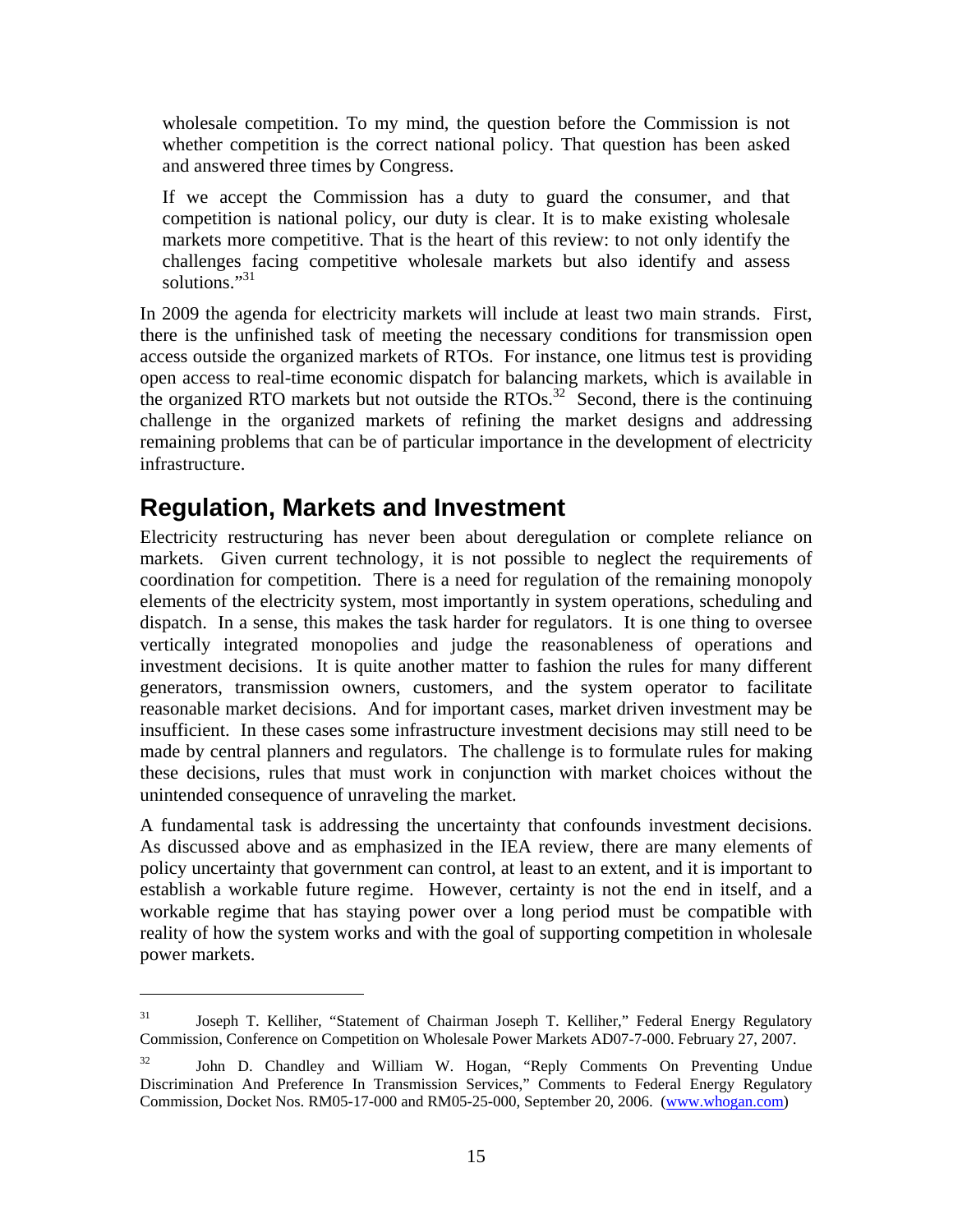> wholesale competition. To my mind, the question before the Commission is not whether competition is the correct national policy. That question has been asked and answered three times by Congress.
>
> If we accept the Commission has a duty to guard the consumer, and that competition is national policy, our duty is clear. It is to make existing wholesale markets more competitive. That is the heart of this review: to not only identify the challenges facing competitive wholesale markets but also identify and assess solutions."[31]

In 2009 the agenda for electricity markets will include at least two main strands. First, there is the unfinished task of meeting the necessary conditions for transmission open access outside the organized markets of RTOs. For instance, one litmus test is providing open access to real-time economic dispatch for balancing markets, which is available in the organized RTO markets but not outside the RTOs.[32] Second, there is the continuing challenge in the organized markets of refining the market designs and addressing remaining problems that can be of particular importance in the development of electricity infrastructure.

## Regulation, Markets and Investment

Electricity restructuring has never been about deregulation or complete reliance on markets. Given current technology, it is not possible to neglect the requirements of coordination for competition. There is a need for regulation of the remaining monopoly elements of the electricity system, most importantly in system operations, scheduling and dispatch. In a sense, this makes the task harder for regulators. It is one thing to oversee vertically integrated monopolies and judge the reasonableness of operations and investment decisions. It is quite another matter to fashion the rules for many different generators, transmission owners, customers, and the system operator to facilitate reasonable market decisions. And for important cases, market driven investment may be insufficient. In these cases some infrastructure investment decisions may still need to be made by central planners and regulators. The challenge is to formulate rules for making these decisions, rules that must work in conjunction with market choices without the unintended consequence of unraveling the market.

A fundamental task is addressing the uncertainty that confounds investment decisions. As discussed above and as emphasized in the IEA review, there are many elements of policy uncertainty that government can control, at least to an extent, and it is important to establish a workable future regime. However, certainty is not the end in itself, and a workable regime that has staying power over a long period must be compatible with reality of how the system works and with the goal of supporting competition in wholesale power markets.

---

[31] Joseph T. Kelliher, "Statement of Chairman Joseph T. Kelliher," Federal Energy Regulatory Commission, Conference on Competition on Wholesale Power Markets AD07-7-000. February 27, 2007.

[32] John D. Chandley and William W. Hogan, "Reply Comments On Preventing Undue Discrimination And Preference In Transmission Services," Comments to Federal Energy Regulatory Commission, Docket Nos. RM05-17-000 and RM05-25-000, September 20, 2006. (www.whogan.com)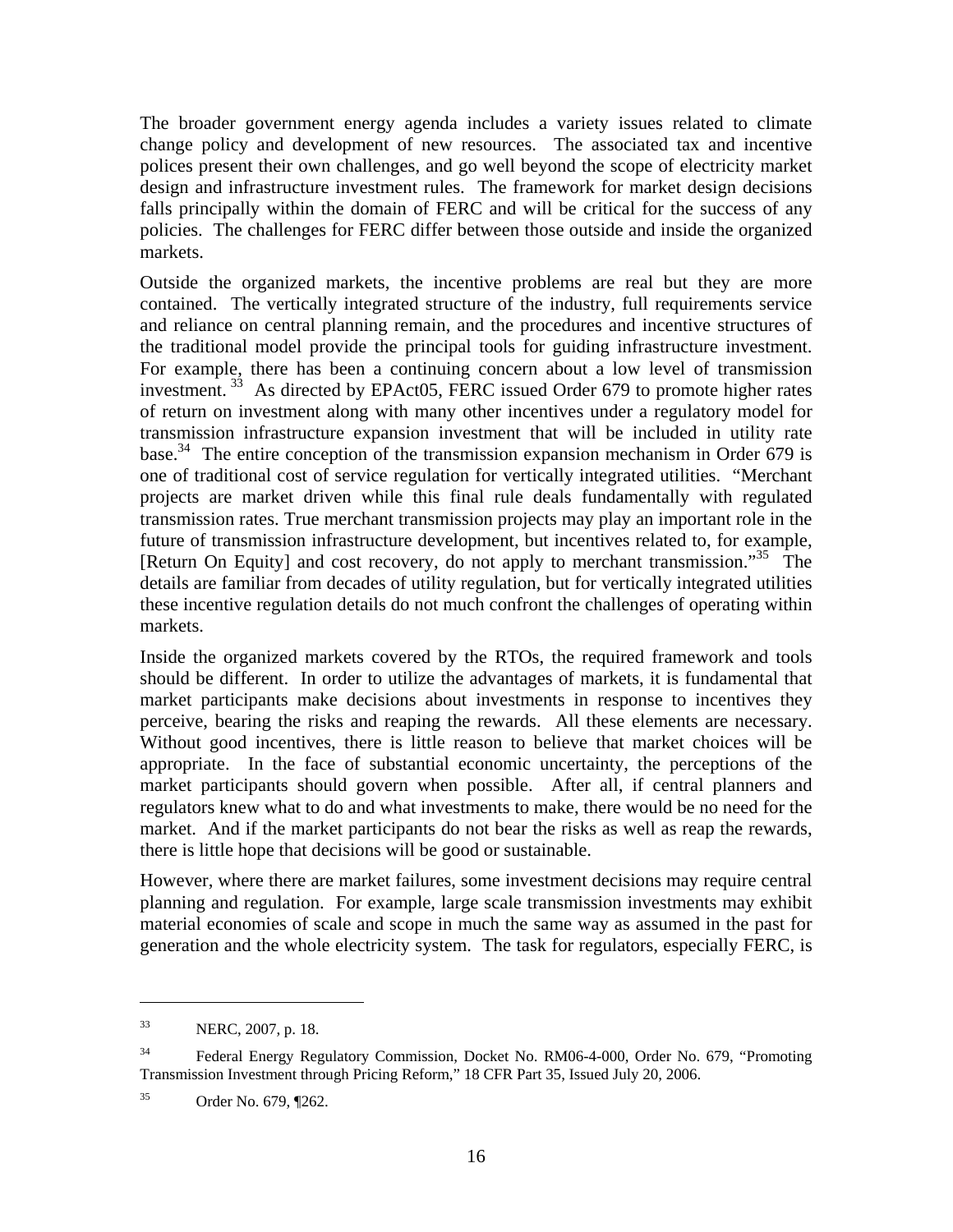The broader government energy agenda includes a variety issues related to climate change policy and development of new resources. The associated tax and incentive polices present their own challenges, and go well beyond the scope of electricity market design and infrastructure investment rules. The framework for market design decisions falls principally within the domain of FERC and will be critical for the success of any policies. The challenges for FERC differ between those outside and inside the organized markets.

Outside the organized markets, the incentive problems are real but they are more contained. The vertically integrated structure of the industry, full requirements service and reliance on central planning remain, and the procedures and incentive structures of the traditional model provide the principal tools for guiding infrastructure investment. For example, there has been a continuing concern about a low level of transmission investment.[33] As directed by EPAct05, FERC issued Order 679 to promote higher rates of return on investment along with many other incentives under a regulatory model for transmission infrastructure expansion investment that will be included in utility rate base.[34] The entire conception of the transmission expansion mechanism in Order 679 is one of traditional cost of service regulation for vertically integrated utilities. "Merchant projects are market driven while this final rule deals fundamentally with regulated transmission rates. True merchant transmission projects may play an important role in the future of transmission infrastructure development, but incentives related to, for example, [Return On Equity] and cost recovery, do not apply to merchant transmission."[35] The details are familiar from decades of utility regulation, but for vertically integrated utilities these incentive regulation details do not much confront the challenges of operating within markets.

Inside the organized markets covered by the RTOs, the required framework and tools should be different. In order to utilize the advantages of markets, it is fundamental that market participants make decisions about investments in response to incentives they perceive, bearing the risks and reaping the rewards. All these elements are necessary. Without good incentives, there is little reason to believe that market choices will be appropriate. In the face of substantial economic uncertainty, the perceptions of the market participants should govern when possible. After all, if central planners and regulators knew what to do and what investments to make, there would be no need for the market. And if the market participants do not bear the risks as well as reap the rewards, there is little hope that decisions will be good or sustainable.

However, where there are market failures, some investment decisions may require central planning and regulation. For example, large scale transmission investments may exhibit material economies of scale and scope in much the same way as assumed in the past for generation and the whole electricity system. The task for regulators, especially FERC, is

---

[33] NERC, 2007, p. 18.

[34] Federal Energy Regulatory Commission, Docket No. RM06-4-000, Order No. 679, "Promoting Transmission Investment through Pricing Reform," 18 CFR Part 35, Issued July 20, 2006.

[35] Order No. 679, ¶262.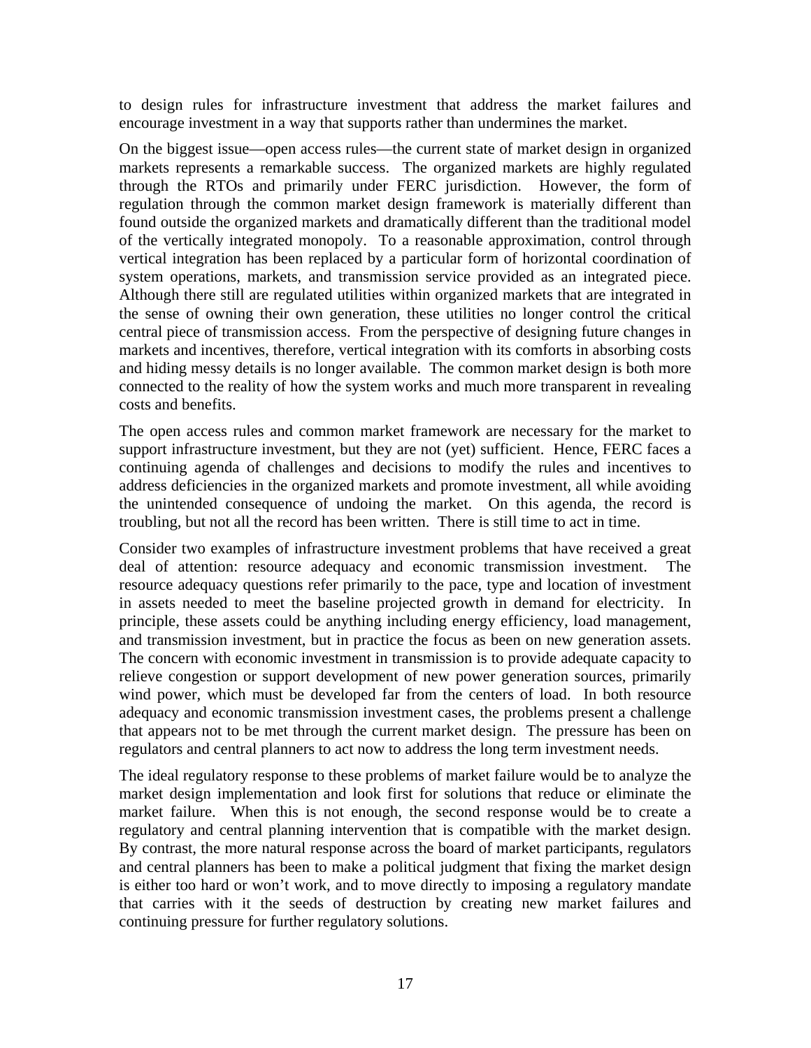to design rules for infrastructure investment that address the market failures and encourage investment in a way that supports rather than undermines the market.

On the biggest issue—open access rules—the current state of market design in organized markets represents a remarkable success. The organized markets are highly regulated through the RTOs and primarily under FERC jurisdiction. However, the form of regulation through the common market design framework is materially different than found outside the organized markets and dramatically different than the traditional model of the vertically integrated monopoly. To a reasonable approximation, control through vertical integration has been replaced by a particular form of horizontal coordination of system operations, markets, and transmission service provided as an integrated piece. Although there still are regulated utilities within organized markets that are integrated in the sense of owning their own generation, these utilities no longer control the critical central piece of transmission access. From the perspective of designing future changes in markets and incentives, therefore, vertical integration with its comforts in absorbing costs and hiding messy details is no longer available. The common market design is both more connected to the reality of how the system works and much more transparent in revealing costs and benefits.

The open access rules and common market framework are necessary for the market to support infrastructure investment, but they are not (yet) sufficient. Hence, FERC faces a continuing agenda of challenges and decisions to modify the rules and incentives to address deficiencies in the organized markets and promote investment, all while avoiding the unintended consequence of undoing the market. On this agenda, the record is troubling, but not all the record has been written. There is still time to act in time.

Consider two examples of infrastructure investment problems that have received a great deal of attention: resource adequacy and economic transmission investment. The resource adequacy questions refer primarily to the pace, type and location of investment in assets needed to meet the baseline projected growth in demand for electricity. In principle, these assets could be anything including energy efficiency, load management, and transmission investment, but in practice the focus as been on new generation assets. The concern with economic investment in transmission is to provide adequate capacity to relieve congestion or support development of new power generation sources, primarily wind power, which must be developed far from the centers of load. In both resource adequacy and economic transmission investment cases, the problems present a challenge that appears not to be met through the current market design. The pressure has been on regulators and central planners to act now to address the long term investment needs.

The ideal regulatory response to these problems of market failure would be to analyze the market design implementation and look first for solutions that reduce or eliminate the market failure. When this is not enough, the second response would be to create a regulatory and central planning intervention that is compatible with the market design. By contrast, the more natural response across the board of market participants, regulators and central planners has been to make a political judgment that fixing the market design is either too hard or won't work, and to move directly to imposing a regulatory mandate that carries with it the seeds of destruction by creating new market failures and continuing pressure for further regulatory solutions.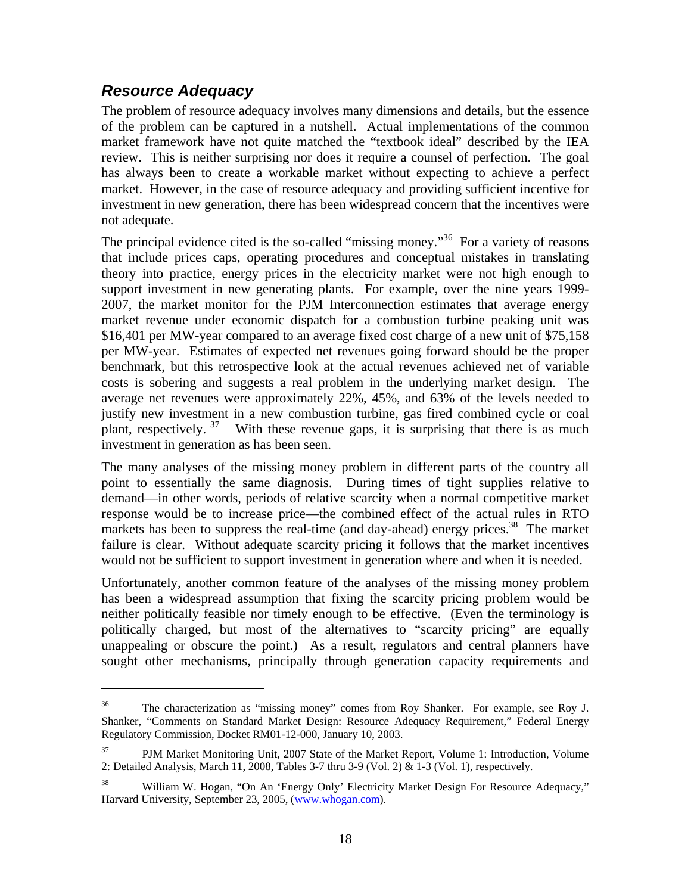## *Resource Adequacy*

The problem of resource adequacy involves many dimensions and details, but the essence of the problem can be captured in a nutshell. Actual implementations of the common market framework have not quite matched the "textbook ideal" described by the IEA review. This is neither surprising nor does it require a counsel of perfection. The goal has always been to create a workable market without expecting to achieve a perfect market. However, in the case of resource adequacy and providing sufficient incentive for investment in new generation, there has been widespread concern that the incentives were not adequate.

The principal evidence cited is the so-called "missing money."[36] For a variety of reasons that include prices caps, operating procedures and conceptual mistakes in translating theory into practice, energy prices in the electricity market were not high enough to support investment in new generating plants. For example, over the nine years 1999-2007, the market monitor for the PJM Interconnection estimates that average energy market revenue under economic dispatch for a combustion turbine peaking unit was \$16,401 per MW-year compared to an average fixed cost charge of a new unit of \$75,158 per MW-year. Estimates of expected net revenues going forward should be the proper benchmark, but this retrospective look at the actual revenues achieved net of variable costs is sobering and suggests a real problem in the underlying market design. The average net revenues were approximately 22%, 45%, and 63% of the levels needed to justify new investment in a new combustion turbine, gas fired combined cycle or coal plant, respectively.[37] With these revenue gaps, it is surprising that there is as much investment in generation as has been seen.

The many analyses of the missing money problem in different parts of the country all point to essentially the same diagnosis. During times of tight supplies relative to demand—in other words, periods of relative scarcity when a normal competitive market response would be to increase price—the combined effect of the actual rules in RTO markets has been to suppress the real-time (and day-ahead) energy prices.[38] The market failure is clear. Without adequate scarcity pricing it follows that the market incentives would not be sufficient to support investment in generation where and when it is needed.

Unfortunately, another common feature of the analyses of the missing money problem has been a widespread assumption that fixing the scarcity pricing problem would be neither politically feasible nor timely enough to be effective. (Even the terminology is politically charged, but most of the alternatives to "scarcity pricing" are equally unappealing or obscure the point.) As a result, regulators and central planners have sought other mechanisms, principally through generation capacity requirements and

---

[36] The characterization as "missing money" comes from Roy Shanker. For example, see Roy J. Shanker, "Comments on Standard Market Design: Resource Adequacy Requirement," Federal Energy Regulatory Commission, Docket RM01-12-000, January 10, 2003.

[37] PJM Market Monitoring Unit, 2007 State of the Market Report, Volume 1: Introduction, Volume 2: Detailed Analysis, March 11, 2008, Tables 3-7 thru 3-9 (Vol. 2) & 1-3 (Vol. 1), respectively.

[38] William W. Hogan, "On An 'Energy Only' Electricity Market Design For Resource Adequacy," Harvard University, September 23, 2005, (www.whogan.com).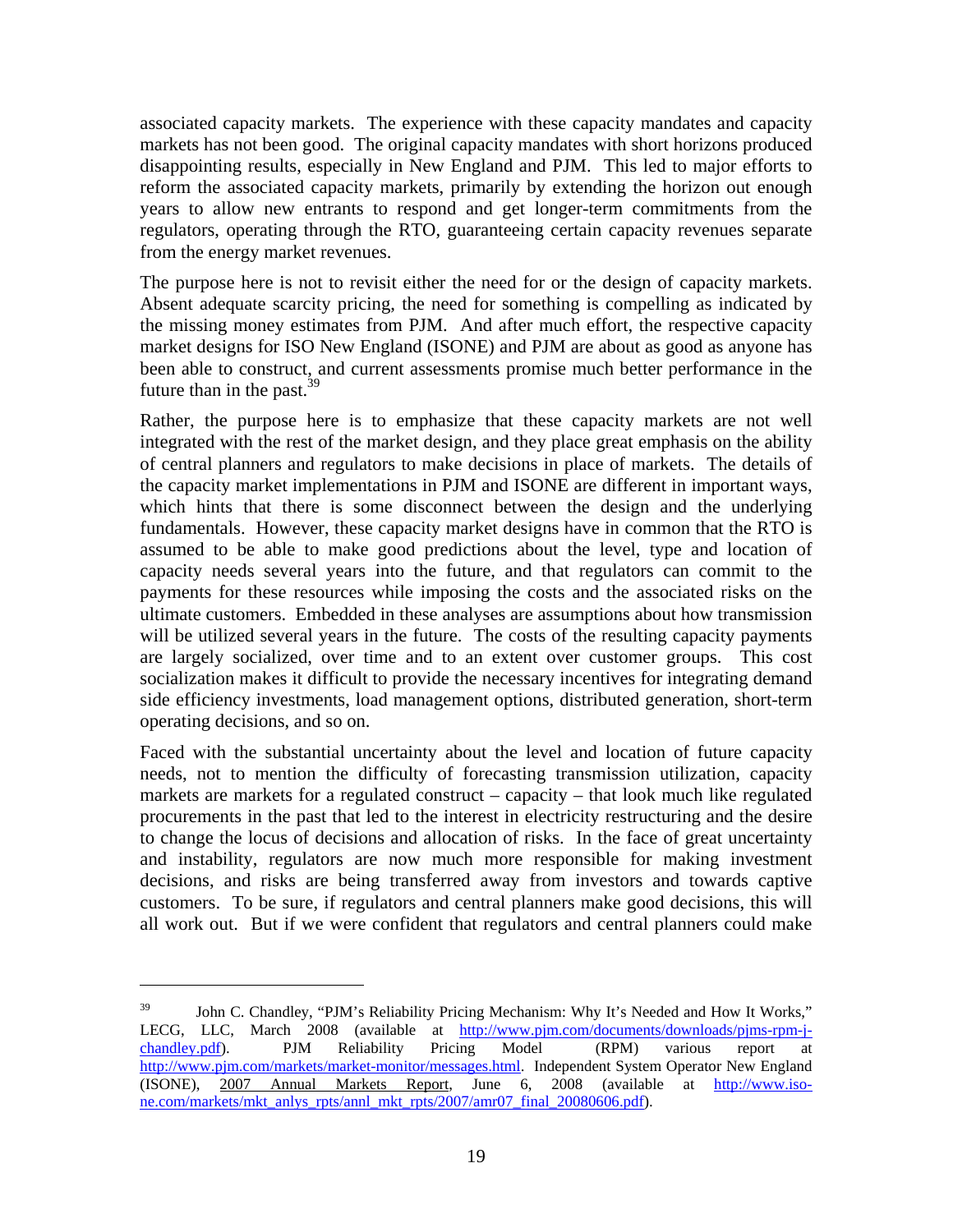associated capacity markets. The experience with these capacity mandates and capacity markets has not been good. The original capacity mandates with short horizons produced disappointing results, especially in New England and PJM. This led to major efforts to reform the associated capacity markets, primarily by extending the horizon out enough years to allow new entrants to respond and get longer-term commitments from the regulators, operating through the RTO, guaranteeing certain capacity revenues separate from the energy market revenues.

The purpose here is not to revisit either the need for or the design of capacity markets. Absent adequate scarcity pricing, the need for something is compelling as indicated by the missing money estimates from PJM. And after much effort, the respective capacity market designs for ISO New England (ISONE) and PJM are about as good as anyone has been able to construct, and current assessments promise much better performance in the future than in the past.[39]

Rather, the purpose here is to emphasize that these capacity markets are not well integrated with the rest of the market design, and they place great emphasis on the ability of central planners and regulators to make decisions in place of markets. The details of the capacity market implementations in PJM and ISONE are different in important ways, which hints that there is some disconnect between the design and the underlying fundamentals. However, these capacity market designs have in common that the RTO is assumed to be able to make good predictions about the level, type and location of capacity needs several years into the future, and that regulators can commit to the payments for these resources while imposing the costs and the associated risks on the ultimate customers. Embedded in these analyses are assumptions about how transmission will be utilized several years in the future. The costs of the resulting capacity payments are largely socialized, over time and to an extent over customer groups. This cost socialization makes it difficult to provide the necessary incentives for integrating demand side efficiency investments, load management options, distributed generation, short-term operating decisions, and so on.

Faced with the substantial uncertainty about the level and location of future capacity needs, not to mention the difficulty of forecasting transmission utilization, capacity markets are markets for a regulated construct – capacity – that look much like regulated procurements in the past that led to the interest in electricity restructuring and the desire to change the locus of decisions and allocation of risks. In the face of great uncertainty and instability, regulators are now much more responsible for making investment decisions, and risks are being transferred away from investors and towards captive customers. To be sure, if regulators and central planners make good decisions, this will all work out. But if we were confident that regulators and central planners could make

---

[39] John C. Chandley, "PJM's Reliability Pricing Mechanism: Why It's Needed and How It Works," LECG, LLC, March 2008 (available at http://www.pjm.com/documents/downloads/pjms-rpm-j-chandley.pdf). PJM Reliability Pricing Model (RPM) various report at http://www.pjm.com/markets/market-monitor/messages.html. Independent System Operator New England (ISONE), 2007 Annual Markets Report, June 6, 2008 (available at http://www.iso-ne.com/markets/mkt_anlys_rpts/annl_mkt_rpts/2007/amr07_final_20080606.pdf).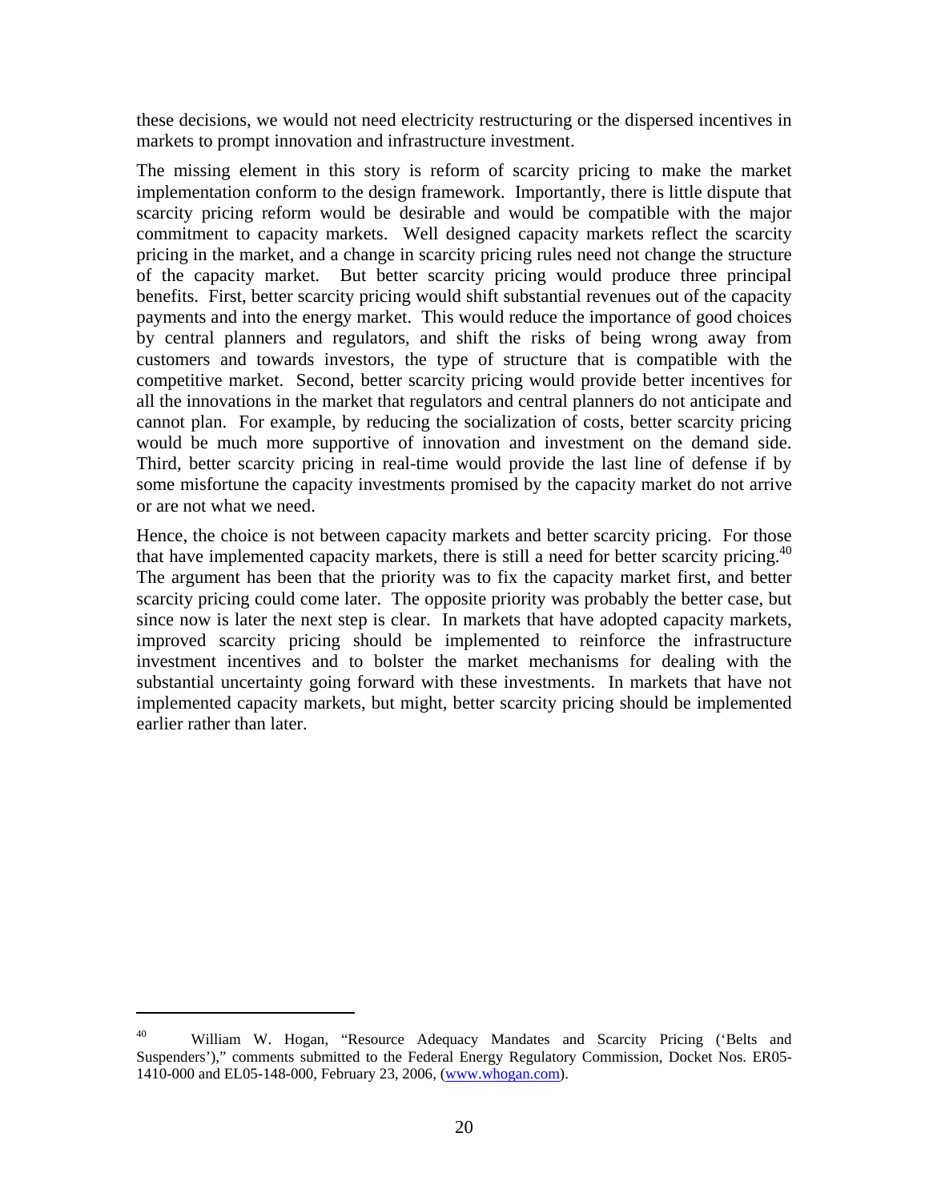these decisions, we would not need electricity restructuring or the dispersed incentives in markets to prompt innovation and infrastructure investment.

The missing element in this story is reform of scarcity pricing to make the market implementation conform to the design framework. Importantly, there is little dispute that scarcity pricing reform would be desirable and would be compatible with the major commitment to capacity markets. Well designed capacity markets reflect the scarcity pricing in the market, and a change in scarcity pricing rules need not change the structure of the capacity market. But better scarcity pricing would produce three principal benefits. First, better scarcity pricing would shift substantial revenues out of the capacity payments and into the energy market. This would reduce the importance of good choices by central planners and regulators, and shift the risks of being wrong away from customers and towards investors, the type of structure that is compatible with the competitive market. Second, better scarcity pricing would provide better incentives for all the innovations in the market that regulators and central planners do not anticipate and cannot plan. For example, by reducing the socialization of costs, better scarcity pricing would be much more supportive of innovation and investment on the demand side. Third, better scarcity pricing in real-time would provide the last line of defense if by some misfortune the capacity investments promised by the capacity market do not arrive or are not what we need.

Hence, the choice is not between capacity markets and better scarcity pricing. For those that have implemented capacity markets, there is still a need for better scarcity pricing.[40] The argument has been that the priority was to fix the capacity market first, and better scarcity pricing could come later. The opposite priority was probably the better case, but since now is later the next step is clear. In markets that have adopted capacity markets, improved scarcity pricing should be implemented to reinforce the infrastructure investment incentives and to bolster the market mechanisms for dealing with the substantial uncertainty going forward with these investments. In markets that have not implemented capacity markets, but might, better scarcity pricing should be implemented earlier rather than later.

---

[40] William W. Hogan, "Resource Adequacy Mandates and Scarcity Pricing ('Belts and Suspenders')," comments submitted to the Federal Energy Regulatory Commission, Docket Nos. ER05-1410-000 and EL05-148-000, February 23, 2006, (www.whogan.com).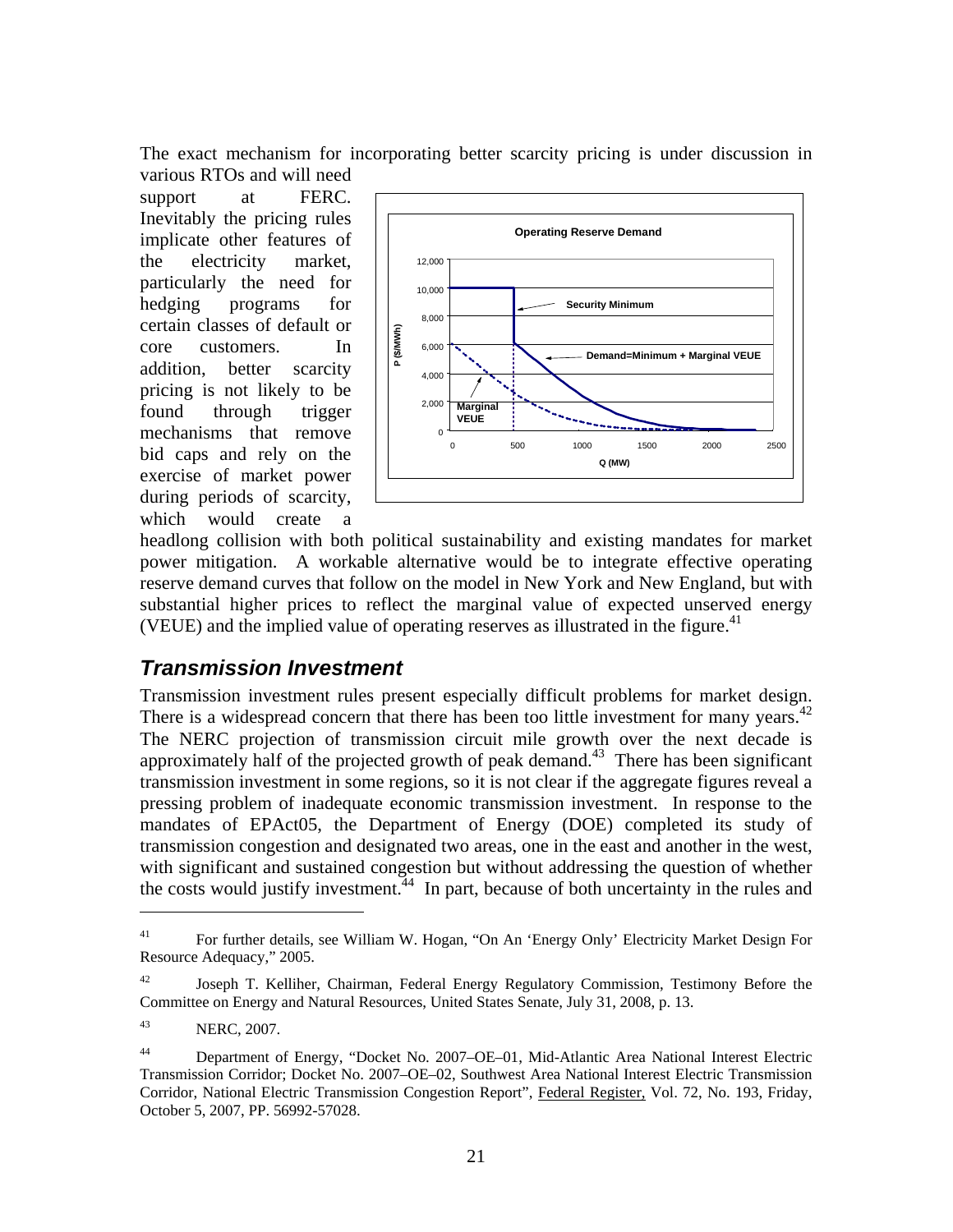The exact mechanism for incorporating better scarcity pricing is under discussion in various RTOs and will need support at FERC. Inevitably the pricing rules implicate other features of the electricity market, particularly the need for hedging programs for certain classes of default or core customers. In addition, better scarcity pricing is not likely to be found through trigger mechanisms that remove bid caps and rely on the exercise of market power during periods of scarcity, which would create a headlong collision with both political sustainability and existing mandates for market power mitigation. A workable alternative would be to integrate effective operating reserve demand curves that follow on the model in New York and New England, but with substantial higher prices to reflect the marginal value of expected unserved energy (VEUE) and the implied value of operating reserves as illustrated in the figure.[41]

## *Transmission Investment*

Transmission investment rules present especially difficult problems for market design. There is a widespread concern that there has been too little investment for many years.[42] The NERC projection of transmission circuit mile growth over the next decade is approximately half of the projected growth of peak demand.[43] There has been significant transmission investment in some regions, so it is not clear if the aggregate figures reveal a pressing problem of inadequate economic transmission investment. In response to the mandates of EPAct05, the Department of Energy (DOE) completed its study of transmission congestion and designated two areas, one in the east and another in the west, with significant and sustained congestion but without addressing the question of whether the costs would justify investment.[44] In part, because of both uncertainty in the rules and

---

[41] For further details, see William W. Hogan, "On An 'Energy Only' Electricity Market Design For Resource Adequacy," 2005.

[42] Joseph T. Kelliher, Chairman, Federal Energy Regulatory Commission, Testimony Before the Committee on Energy and Natural Resources, United States Senate, July 31, 2008, p. 13.

[43] NERC, 2007.

[44] Department of Energy, "Docket No. 2007–OE–01, Mid-Atlantic Area National Interest Electric Transmission Corridor; Docket No. 2007–OE–02, Southwest Area National Interest Electric Transmission Corridor, National Electric Transmission Congestion Report", Federal Register, Vol. 72, No. 193, Friday, October 5, 2007, PP. 56992-57028.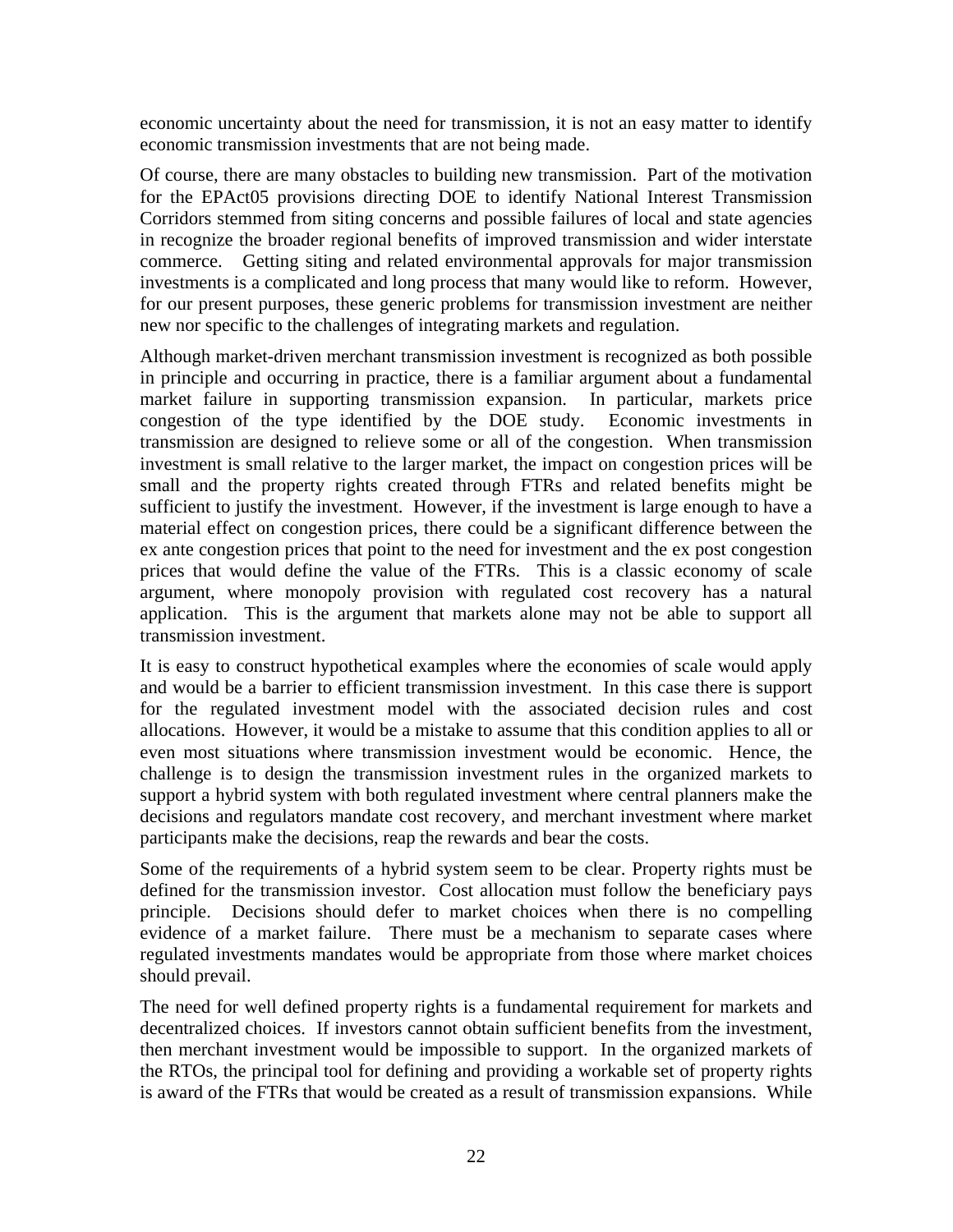economic uncertainty about the need for transmission, it is not an easy matter to identify economic transmission investments that are not being made.

Of course, there are many obstacles to building new transmission. Part of the motivation for the EPAct05 provisions directing DOE to identify National Interest Transmission Corridors stemmed from siting concerns and possible failures of local and state agencies in recognize the broader regional benefits of improved transmission and wider interstate commerce. Getting siting and related environmental approvals for major transmission investments is a complicated and long process that many would like to reform. However, for our present purposes, these generic problems for transmission investment are neither new nor specific to the challenges of integrating markets and regulation.

Although market-driven merchant transmission investment is recognized as both possible in principle and occurring in practice, there is a familiar argument about a fundamental market failure in supporting transmission expansion. In particular, markets price congestion of the type identified by the DOE study. Economic investments in transmission are designed to relieve some or all of the congestion. When transmission investment is small relative to the larger market, the impact on congestion prices will be small and the property rights created through FTRs and related benefits might be sufficient to justify the investment. However, if the investment is large enough to have a material effect on congestion prices, there could be a significant difference between the ex ante congestion prices that point to the need for investment and the ex post congestion prices that would define the value of the FTRs. This is a classic economy of scale argument, where monopoly provision with regulated cost recovery has a natural application. This is the argument that markets alone may not be able to support all transmission investment.

It is easy to construct hypothetical examples where the economies of scale would apply and would be a barrier to efficient transmission investment. In this case there is support for the regulated investment model with the associated decision rules and cost allocations. However, it would be a mistake to assume that this condition applies to all or even most situations where transmission investment would be economic. Hence, the challenge is to design the transmission investment rules in the organized markets to support a hybrid system with both regulated investment where central planners make the decisions and regulators mandate cost recovery, and merchant investment where market participants make the decisions, reap the rewards and bear the costs.

Some of the requirements of a hybrid system seem to be clear. Property rights must be defined for the transmission investor. Cost allocation must follow the beneficiary pays principle. Decisions should defer to market choices when there is no compelling evidence of a market failure. There must be a mechanism to separate cases where regulated investments mandates would be appropriate from those where market choices should prevail.

The need for well defined property rights is a fundamental requirement for markets and decentralized choices. If investors cannot obtain sufficient benefits from the investment, then merchant investment would be impossible to support. In the organized markets of the RTOs, the principal tool for defining and providing a workable set of property rights is award of the FTRs that would be created as a result of transmission expansions. While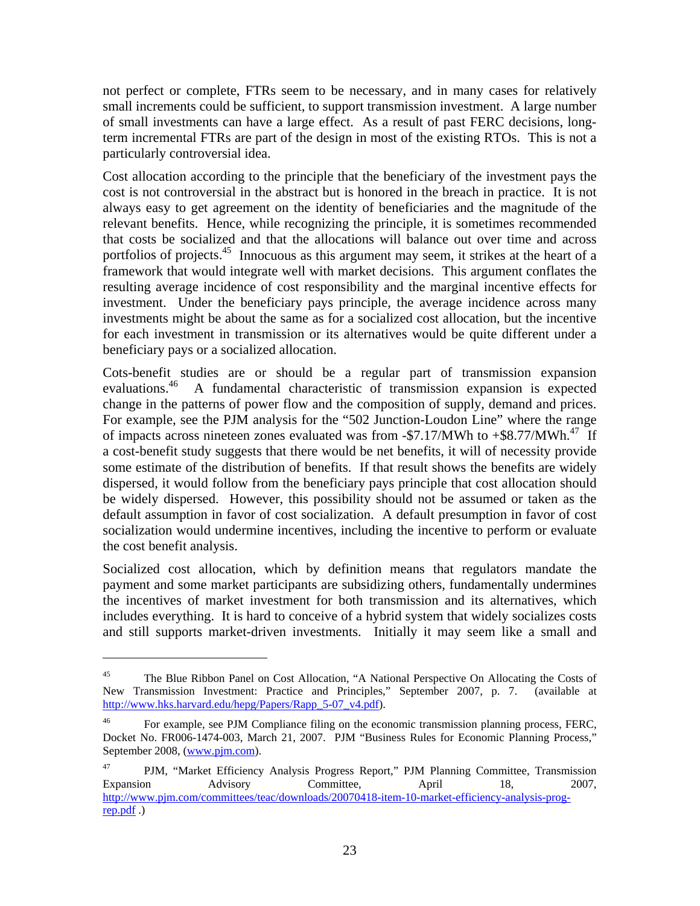not perfect or complete, FTRs seem to be necessary, and in many cases for relatively small increments could be sufficient, to support transmission investment. A large number of small investments can have a large effect. As a result of past FERC decisions, long-term incremental FTRs are part of the design in most of the existing RTOs. This is not a particularly controversial idea.

Cost allocation according to the principle that the beneficiary of the investment pays the cost is not controversial in the abstract but is honored in the breach in practice. It is not always easy to get agreement on the identity of beneficiaries and the magnitude of the relevant benefits. Hence, while recognizing the principle, it is sometimes recommended that costs be socialized and that the allocations will balance out over time and across portfolios of projects.[45] Innocuous as this argument may seem, it strikes at the heart of a framework that would integrate well with market decisions. This argument conflates the resulting average incidence of cost responsibility and the marginal incentive effects for investment. Under the beneficiary pays principle, the average incidence across many investments might be about the same as for a socialized cost allocation, but the incentive for each investment in transmission or its alternatives would be quite different under a beneficiary pays or a socialized allocation.

Cots-benefit studies are or should be a regular part of transmission expansion evaluations.[46] A fundamental characteristic of transmission expansion is expected change in the patterns of power flow and the composition of supply, demand and prices. For example, see the PJM analysis for the "502 Junction-Loudon Line" where the range of impacts across nineteen zones evaluated was from -\$7.17/MWh to +\$8.77/MWh.[47] If a cost-benefit study suggests that there would be net benefits, it will of necessity provide some estimate of the distribution of benefits. If that result shows the benefits are widely dispersed, it would follow from the beneficiary pays principle that cost allocation should be widely dispersed. However, this possibility should not be assumed or taken as the default assumption in favor of cost socialization. A default presumption in favor of cost socialization would undermine incentives, including the incentive to perform or evaluate the cost benefit analysis.

Socialized cost allocation, which by definition means that regulators mandate the payment and some market participants are subsidizing others, fundamentally undermines the incentives of market investment for both transmission and its alternatives, which includes everything. It is hard to conceive of a hybrid system that widely socializes costs and still supports market-driven investments. Initially it may seem like a small and

---

[45] The Blue Ribbon Panel on Cost Allocation, "A National Perspective On Allocating the Costs of New Transmission Investment: Practice and Principles," September 2007, p. 7. (available at http://www.hks.harvard.edu/hepg/Papers/Rapp_5-07_v4.pdf).

[46] For example, see PJM Compliance filing on the economic transmission planning process, FERC, Docket No. FR006-1474-003, March 21, 2007. PJM "Business Rules for Economic Planning Process," September 2008, (www.pjm.com).

[47] PJM, "Market Efficiency Analysis Progress Report," PJM Planning Committee, Transmission Expansion Advisory Committee, April 18, 2007, http://www.pjm.com/committees/teac/downloads/20070418-item-10-market-efficiency-analysis-prog-rep.pdf .)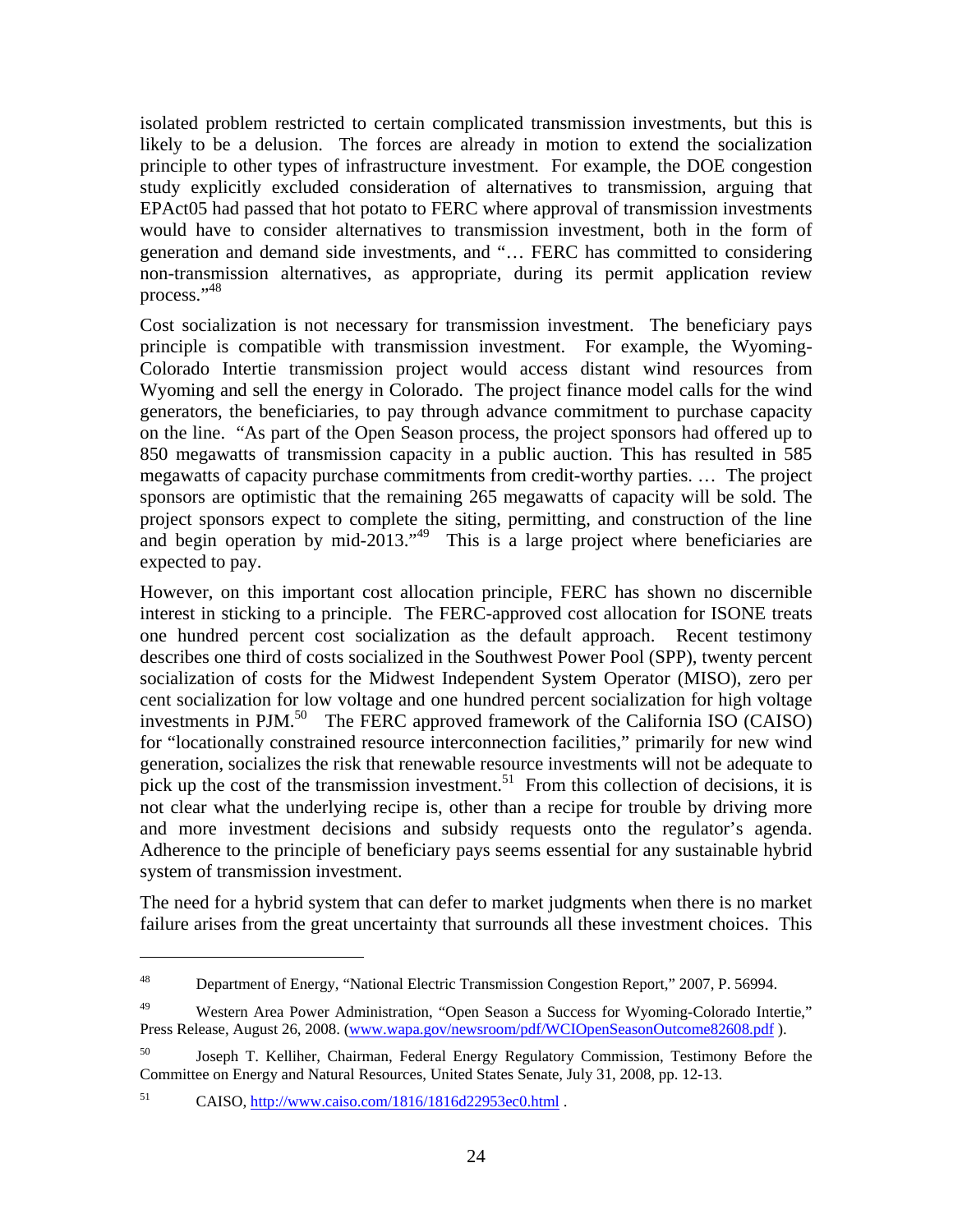isolated problem restricted to certain complicated transmission investments, but this is likely to be a delusion. The forces are already in motion to extend the socialization principle to other types of infrastructure investment. For example, the DOE congestion study explicitly excluded consideration of alternatives to transmission, arguing that EPAct05 had passed that hot potato to FERC where approval of transmission investments would have to consider alternatives to transmission investment, both in the form of generation and demand side investments, and "… FERC has committed to considering non-transmission alternatives, as appropriate, during its permit application review process."[48]

Cost socialization is not necessary for transmission investment. The beneficiary pays principle is compatible with transmission investment. For example, the Wyoming-Colorado Intertie transmission project would access distant wind resources from Wyoming and sell the energy in Colorado. The project finance model calls for the wind generators, the beneficiaries, to pay through advance commitment to purchase capacity on the line. "As part of the Open Season process, the project sponsors had offered up to 850 megawatts of transmission capacity in a public auction. This has resulted in 585 megawatts of capacity purchase commitments from credit-worthy parties. … The project sponsors are optimistic that the remaining 265 megawatts of capacity will be sold. The project sponsors expect to complete the siting, permitting, and construction of the line and begin operation by mid-2013."[49] This is a large project where beneficiaries are expected to pay.

However, on this important cost allocation principle, FERC has shown no discernible interest in sticking to a principle. The FERC-approved cost allocation for ISONE treats one hundred percent cost socialization as the default approach. Recent testimony describes one third of costs socialized in the Southwest Power Pool (SPP), twenty percent socialization of costs for the Midwest Independent System Operator (MISO), zero per cent socialization for low voltage and one hundred percent socialization for high voltage investments in PJM.[50] The FERC approved framework of the California ISO (CAISO) for "locationally constrained resource interconnection facilities," primarily for new wind generation, socializes the risk that renewable resource investments will not be adequate to pick up the cost of the transmission investment.[51] From this collection of decisions, it is not clear what the underlying recipe is, other than a recipe for trouble by driving more and more investment decisions and subsidy requests onto the regulator's agenda. Adherence to the principle of beneficiary pays seems essential for any sustainable hybrid system of transmission investment.

The need for a hybrid system that can defer to market judgments when there is no market failure arises from the great uncertainty that surrounds all these investment choices. This

---

[48] Department of Energy, "National Electric Transmission Congestion Report," 2007, P. 56994.

[49] Western Area Power Administration, "Open Season a Success for Wyoming-Colorado Intertie," Press Release, August 26, 2008. (www.wapa.gov/newsroom/pdf/WCIOpenSeasonOutcome82608.pdf ).

[50] Joseph T. Kelliher, Chairman, Federal Energy Regulatory Commission, Testimony Before the Committee on Energy and Natural Resources, United States Senate, July 31, 2008, pp. 12-13.

[51] CAISO, http://www.caiso.com/1816/1816d22953ec0.html .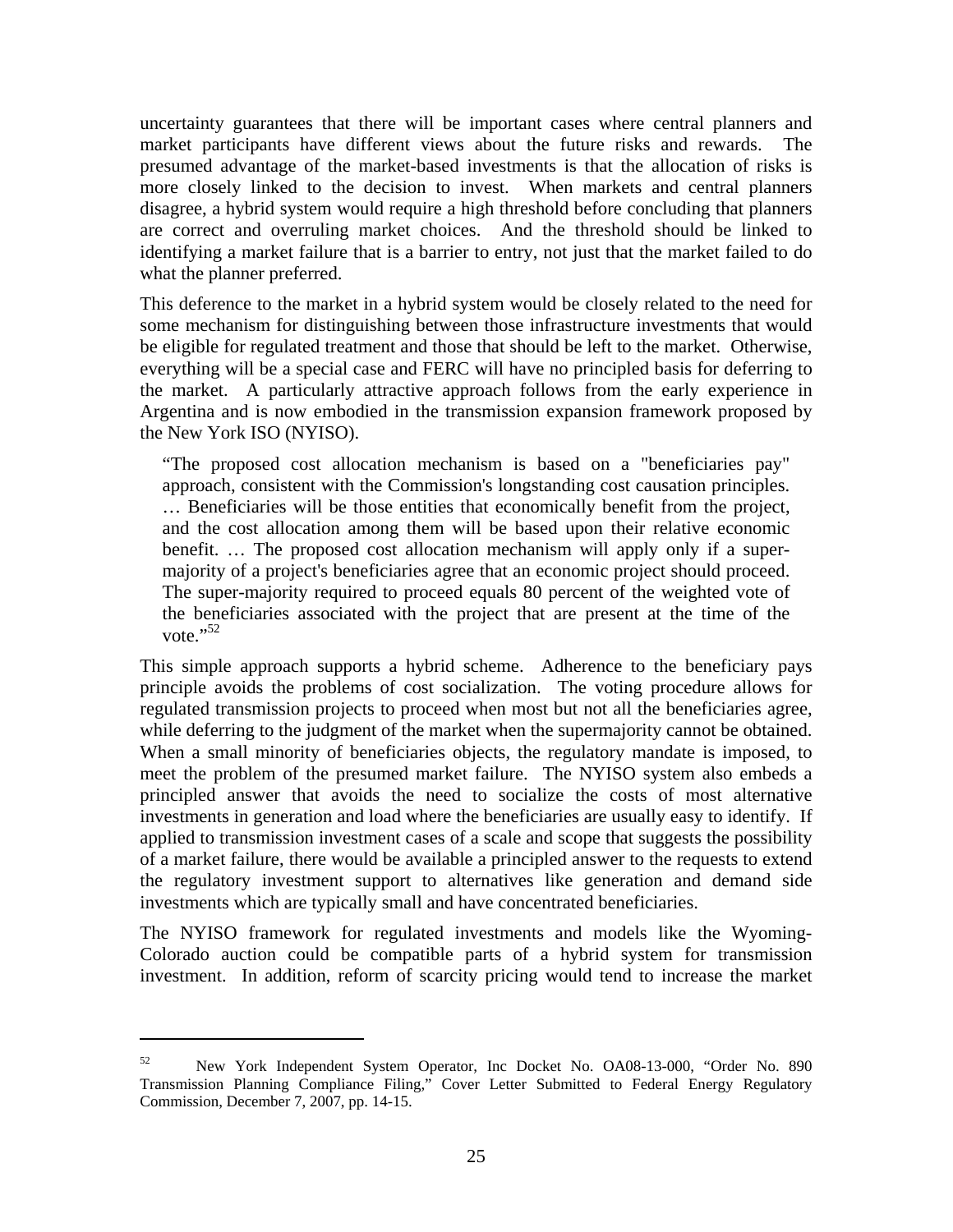uncertainty guarantees that there will be important cases where central planners and market participants have different views about the future risks and rewards. The presumed advantage of the market-based investments is that the allocation of risks is more closely linked to the decision to invest. When markets and central planners disagree, a hybrid system would require a high threshold before concluding that planners are correct and overruling market choices. And the threshold should be linked to identifying a market failure that is a barrier to entry, not just that the market failed to do what the planner preferred.

This deference to the market in a hybrid system would be closely related to the need for some mechanism for distinguishing between those infrastructure investments that would be eligible for regulated treatment and those that should be left to the market. Otherwise, everything will be a special case and FERC will have no principled basis for deferring to the market. A particularly attractive approach follows from the early experience in Argentina and is now embodied in the transmission expansion framework proposed by the New York ISO (NYISO).

> "The proposed cost allocation mechanism is based on a "beneficiaries pay" approach, consistent with the Commission's longstanding cost causation principles. … Beneficiaries will be those entities that economically benefit from the project, and the cost allocation among them will be based upon their relative economic benefit. … The proposed cost allocation mechanism will apply only if a super-majority of a project's beneficiaries agree that an economic project should proceed. The super-majority required to proceed equals 80 percent of the weighted vote of the beneficiaries associated with the project that are present at the time of the vote."[52]

This simple approach supports a hybrid scheme. Adherence to the beneficiary pays principle avoids the problems of cost socialization. The voting procedure allows for regulated transmission projects to proceed when most but not all the beneficiaries agree, while deferring to the judgment of the market when the supermajority cannot be obtained. When a small minority of beneficiaries objects, the regulatory mandate is imposed, to meet the problem of the presumed market failure. The NYISO system also embeds a principled answer that avoids the need to socialize the costs of most alternative investments in generation and load where the beneficiaries are usually easy to identify. If applied to transmission investment cases of a scale and scope that suggests the possibility of a market failure, there would be available a principled answer to the requests to extend the regulatory investment support to alternatives like generation and demand side investments which are typically small and have concentrated beneficiaries.

The NYISO framework for regulated investments and models like the Wyoming-Colorado auction could be compatible parts of a hybrid system for transmission investment. In addition, reform of scarcity pricing would tend to increase the market

---

[52] New York Independent System Operator, Inc Docket No. OA08-13-000, "Order No. 890 Transmission Planning Compliance Filing," Cover Letter Submitted to Federal Energy Regulatory Commission, December 7, 2007, pp. 14-15.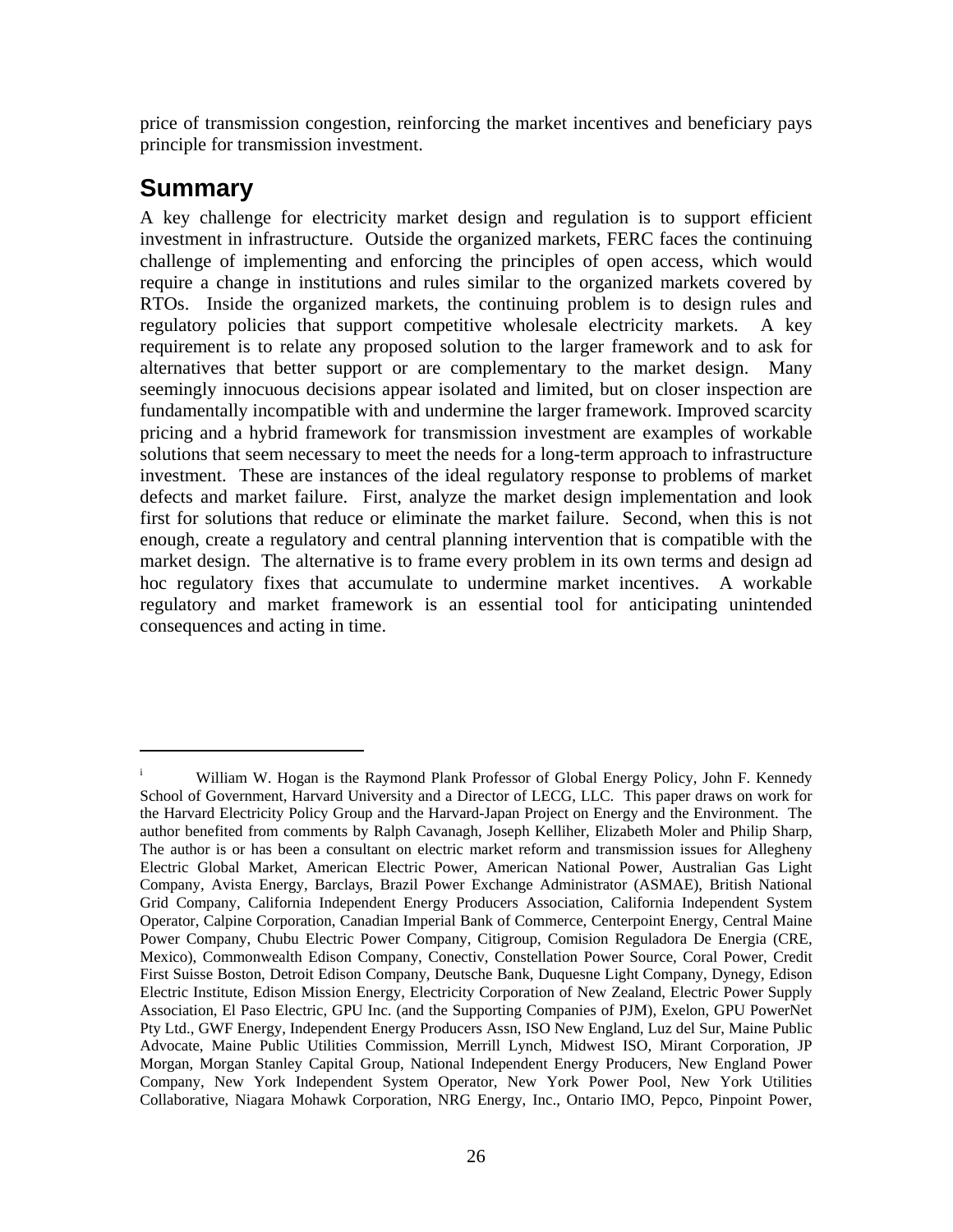price of transmission congestion, reinforcing the market incentives and beneficiary pays principle for transmission investment.

## Summary

A key challenge for electricity market design and regulation is to support efficient investment in infrastructure. Outside the organized markets, FERC faces the continuing challenge of implementing and enforcing the principles of open access, which would require a change in institutions and rules similar to the organized markets covered by RTOs. Inside the organized markets, the continuing problem is to design rules and regulatory policies that support competitive wholesale electricity markets. A key requirement is to relate any proposed solution to the larger framework and to ask for alternatives that better support or are complementary to the market design. Many seemingly innocuous decisions appear isolated and limited, but on closer inspection are fundamentally incompatible with and undermine the larger framework. Improved scarcity pricing and a hybrid framework for transmission investment are examples of workable solutions that seem necessary to meet the needs for a long-term approach to infrastructure investment. These are instances of the ideal regulatory response to problems of market defects and market failure. First, analyze the market design implementation and look first for solutions that reduce or eliminate the market failure. Second, when this is not enough, create a regulatory and central planning intervention that is compatible with the market design. The alternative is to frame every problem in its own terms and design ad hoc regulatory fixes that accumulate to undermine market incentives. A workable regulatory and market framework is an essential tool for anticipating unintended consequences and acting in time.

---

[i] William W. Hogan is the Raymond Plank Professor of Global Energy Policy, John F. Kennedy School of Government, Harvard University and a Director of LECG, LLC. This paper draws on work for the Harvard Electricity Policy Group and the Harvard-Japan Project on Energy and the Environment. The author benefited from comments by Ralph Cavanagh, Joseph Kelliher, Elizabeth Moler and Philip Sharp, The author is or has been a consultant on electric market reform and transmission issues for Allegheny Electric Global Market, American Electric Power, American National Power, Australian Gas Light Company, Avista Energy, Barclays, Brazil Power Exchange Administrator (ASMAE), British National Grid Company, California Independent Energy Producers Association, California Independent System Operator, Calpine Corporation, Canadian Imperial Bank of Commerce, Centerpoint Energy, Central Maine Power Company, Chubu Electric Power Company, Citigroup, Comision Reguladora De Energia (CRE, Mexico), Commonwealth Edison Company, Conectiv, Constellation Power Source, Coral Power, Credit First Suisse Boston, Detroit Edison Company, Deutsche Bank, Duquesne Light Company, Dynegy, Edison Electric Institute, Edison Mission Energy, Electricity Corporation of New Zealand, Electric Power Supply Association, El Paso Electric, GPU Inc. (and the Supporting Companies of PJM), Exelon, GPU PowerNet Pty Ltd., GWF Energy, Independent Energy Producers Assn, ISO New England, Luz del Sur, Maine Public Advocate, Maine Public Utilities Commission, Merrill Lynch, Midwest ISO, Mirant Corporation, JP Morgan, Morgan Stanley Capital Group, National Independent Energy Producers, New England Power Company, New York Independent System Operator, New York Power Pool, New York Utilities Collaborative, Niagara Mohawk Corporation, NRG Energy, Inc., Ontario IMO, Pepco, Pinpoint Power,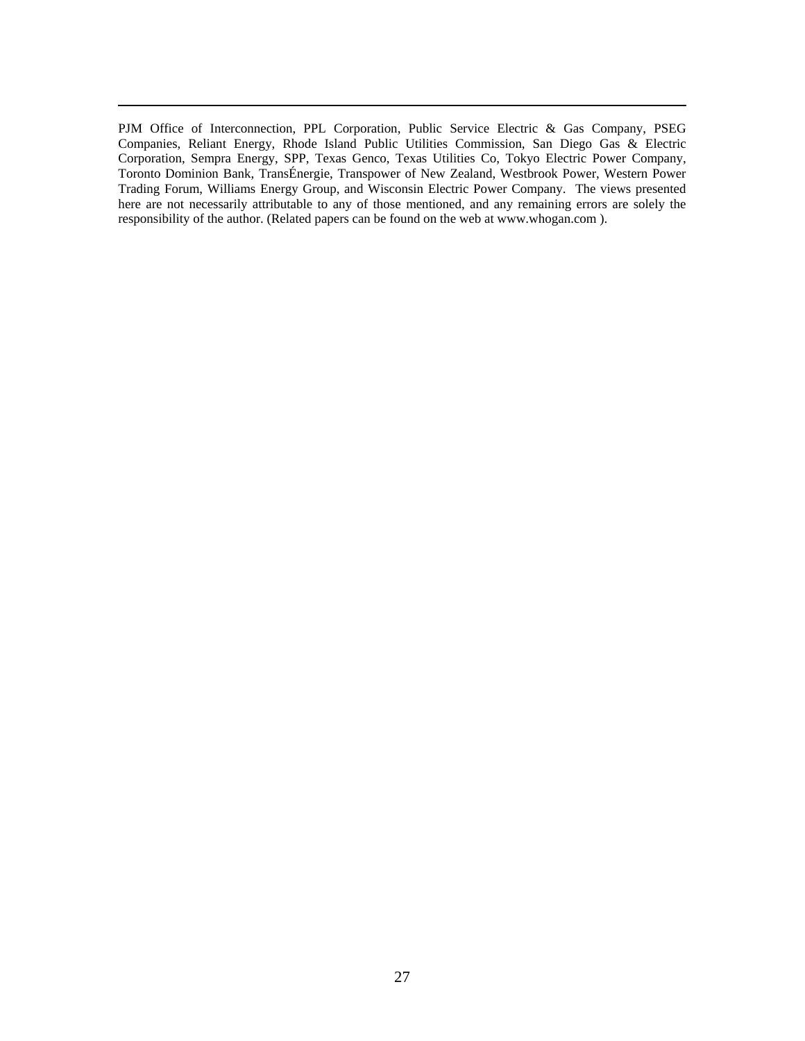PJM Office of Interconnection, PPL Corporation, Public Service Electric & Gas Company, PSEG Companies, Reliant Energy, Rhode Island Public Utilities Commission, San Diego Gas & Electric Corporation, Sempra Energy, SPP, Texas Genco, Texas Utilities Co, Tokyo Electric Power Company, Toronto Dominion Bank, TransÉnergie, Transpower of New Zealand, Westbrook Power, Western Power Trading Forum, Williams Energy Group, and Wisconsin Electric Power Company. The views presented here are not necessarily attributable to any of those mentioned, and any remaining errors are solely the responsibility of the author. (Related papers can be found on the web at www.whogan.com ).